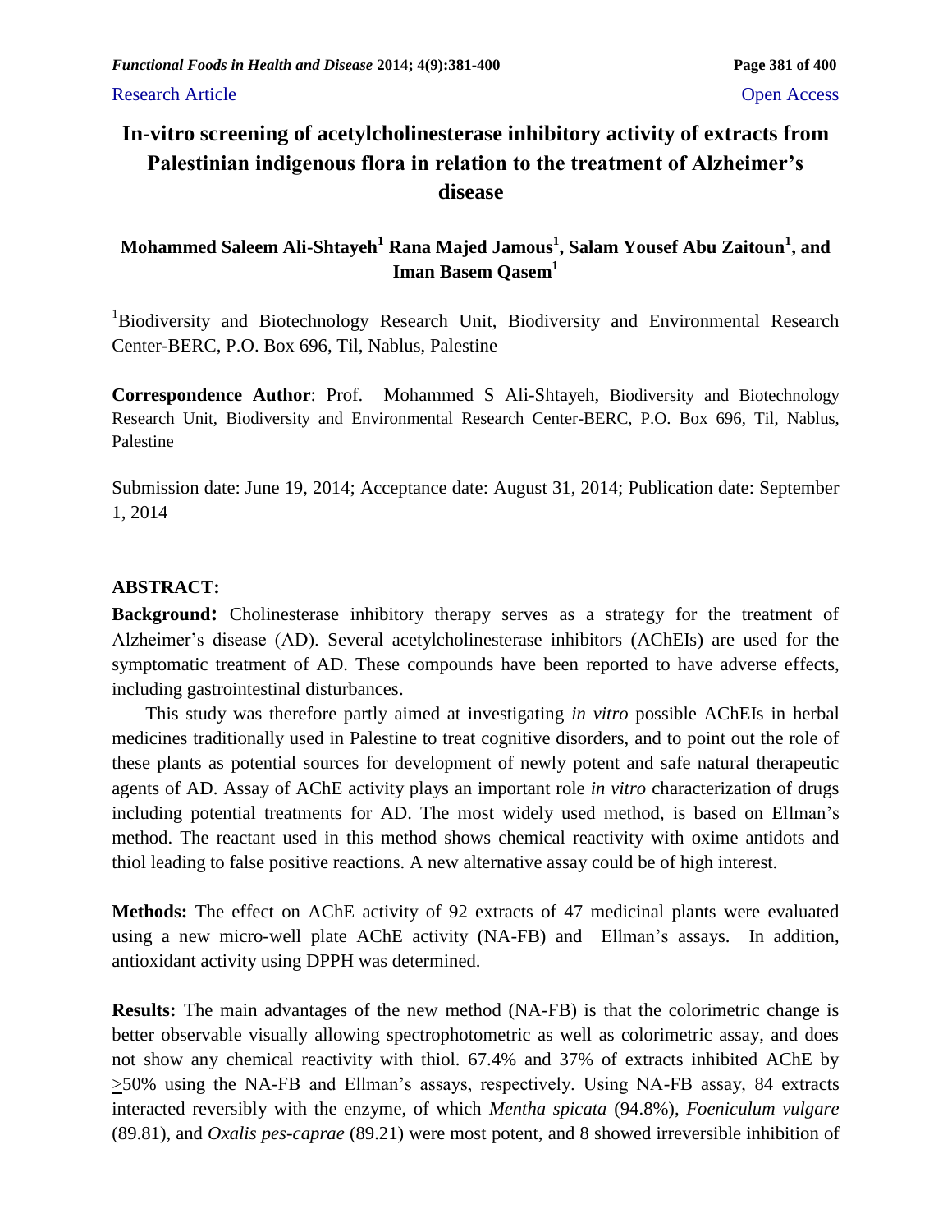Research Article Open Access

# In-vitro screening of acetylcholinesterase inhibitory activity of extracts from Palestinian indigenous flora in relation to the treatment of Alzheimer's disease

**Mohammed Saleem Ali-Shtayeh[1] Rana Majed Jamous[1], Salam Yousef Abu Zaitoun[1], and Iman Basem Qasem[1]**

[1]Biodiversity and Biotechnology Research Unit, Biodiversity and Environmental Research Center-BERC, P.O. Box 696, Til, Nablus, Palestine

**Correspondence Author**: Prof. Mohammed S Ali-Shtayeh, Biodiversity and Biotechnology Research Unit, Biodiversity and Environmental Research Center-BERC, P.O. Box 696, Til, Nablus, Palestine

Submission date: June 19, 2014; Acceptance date: August 31, 2014; Publication date: September 1, 2014

## ABSTRACT:

**Background:** Cholinesterase inhibitory therapy serves as a strategy for the treatment of Alzheimer's disease (AD). Several acetylcholinesterase inhibitors (AChEIs) are used for the symptomatic treatment of AD. These compounds have been reported to have adverse effects, including gastrointestinal disturbances.

This study was therefore partly aimed at investigating *in vitro* possible AChEIs in herbal medicines traditionally used in Palestine to treat cognitive disorders, and to point out the role of these plants as potential sources for development of newly potent and safe natural therapeutic agents of AD. Assay of AChE activity plays an important role *in vitro* characterization of drugs including potential treatments for AD. The most widely used method, is based on Ellman's method. The reactant used in this method shows chemical reactivity with oxime antidots and thiol leading to false positive reactions. A new alternative assay could be of high interest.

**Methods:** The effect on AChE activity of 92 extracts of 47 medicinal plants were evaluated using a new micro-well plate AChE activity (NA-FB) and Ellman's assays. In addition, antioxidant activity using DPPH was determined.

**Results:** The main advantages of the new method (NA-FB) is that the colorimetric change is better observable visually allowing spectrophotometric as well as colorimetric assay, and does not show any chemical reactivity with thiol. 67.4% and 37% of extracts inhibited AChE by ≥50% using the NA-FB and Ellman's assays, respectively. Using NA-FB assay, 84 extracts interacted reversibly with the enzyme, of which *Mentha spicata* (94.8%), *Foeniculum vulgare* (89.81), and *Oxalis pes-caprae* (89.21) were most potent, and 8 showed irreversible inhibition of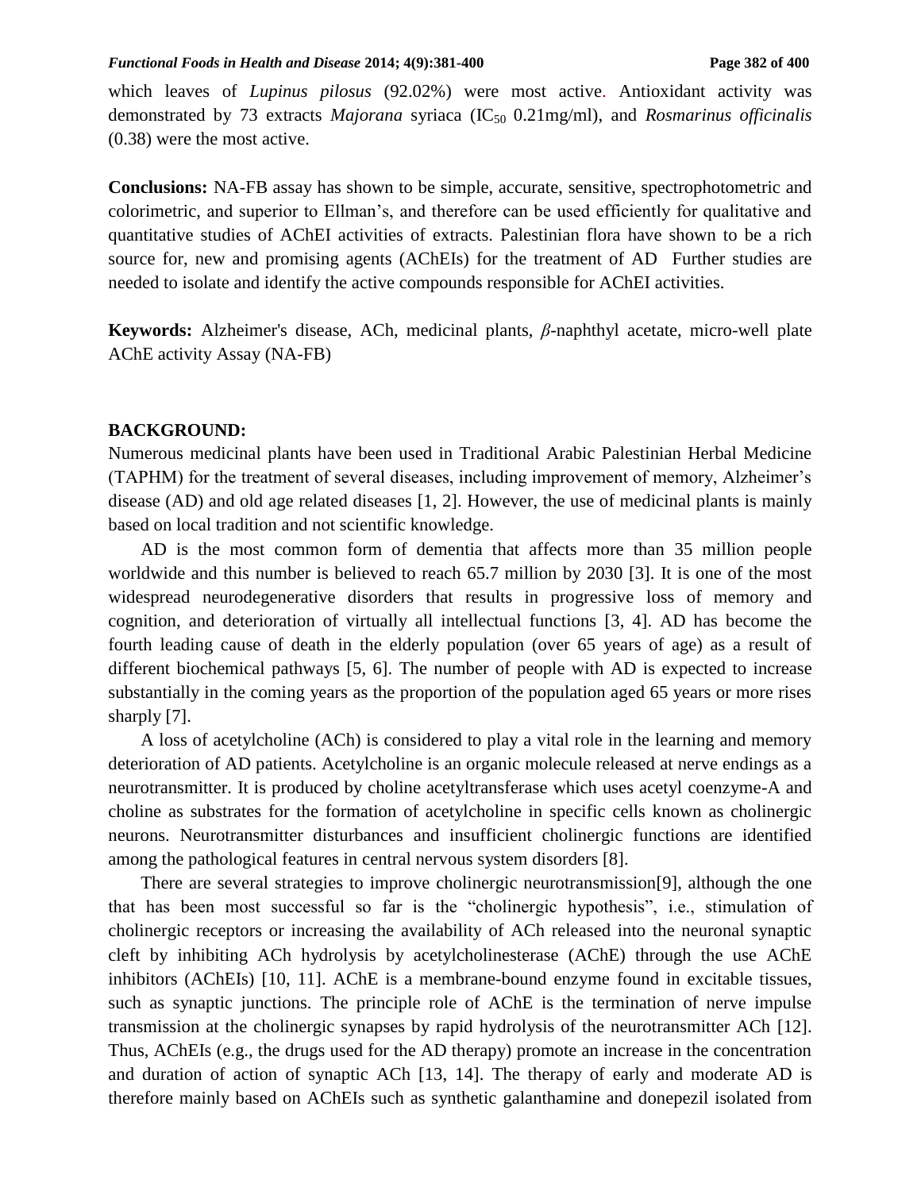which leaves of *Lupinus pilosus* (92.02%) were most active. Antioxidant activity was demonstrated by 73 extracts *Majorana* syriaca ($IC_{50}$ 0.21mg/ml), and *Rosmarinus officinalis* (0.38) were the most active.

**Conclusions:** NA-FB assay has shown to be simple, accurate, sensitive, spectrophotometric and colorimetric, and superior to Ellman's, and therefore can be used efficiently for qualitative and quantitative studies of AChEI activities of extracts. Palestinian flora have shown to be a rich source for, new and promising agents (AChEIs) for the treatment of AD Further studies are needed to isolate and identify the active compounds responsible for AChEI activities.

**Keywords:** Alzheimer's disease, ACh, medicinal plants, *β*-naphthyl acetate, micro-well plate AChE activity Assay (NA-FB)

## BACKGROUND:

Numerous medicinal plants have been used in Traditional Arabic Palestinian Herbal Medicine (TAPHM) for the treatment of several diseases, including improvement of memory, Alzheimer's disease (AD) and old age related diseases [1, 2]. However, the use of medicinal plants is mainly based on local tradition and not scientific knowledge.

AD is the most common form of dementia that affects more than 35 million people worldwide and this number is believed to reach 65.7 million by 2030 [3]. It is one of the most widespread neurodegenerative disorders that results in progressive loss of memory and cognition, and deterioration of virtually all intellectual functions [3, 4]. AD has become the fourth leading cause of death in the elderly population (over 65 years of age) as a result of different biochemical pathways [5, 6]. The number of people with AD is expected to increase substantially in the coming years as the proportion of the population aged 65 years or more rises sharply [7].

A loss of acetylcholine (ACh) is considered to play a vital role in the learning and memory deterioration of AD patients. Acetylcholine is an organic molecule released at nerve endings as a neurotransmitter. It is produced by choline acetyltransferase which uses acetyl coenzyme-A and choline as substrates for the formation of acetylcholine in specific cells known as cholinergic neurons. Neurotransmitter disturbances and insufficient cholinergic functions are identified among the pathological features in central nervous system disorders [8].

There are several strategies to improve cholinergic neurotransmission[9], although the one that has been most successful so far is the "cholinergic hypothesis", i.e., stimulation of cholinergic receptors or increasing the availability of ACh released into the neuronal synaptic cleft by inhibiting ACh hydrolysis by acetylcholinesterase (AChE) through the use AChE inhibitors (AChEIs) [10, 11]. AChE is a membrane-bound enzyme found in excitable tissues, such as synaptic junctions. The principle role of AChE is the termination of nerve impulse transmission at the cholinergic synapses by rapid hydrolysis of the neurotransmitter ACh [12]. Thus, AChEIs (e.g., the drugs used for the AD therapy) promote an increase in the concentration and duration of action of synaptic ACh [13, 14]. The therapy of early and moderate AD is therefore mainly based on AChEIs such as synthetic galanthamine and donepezil isolated from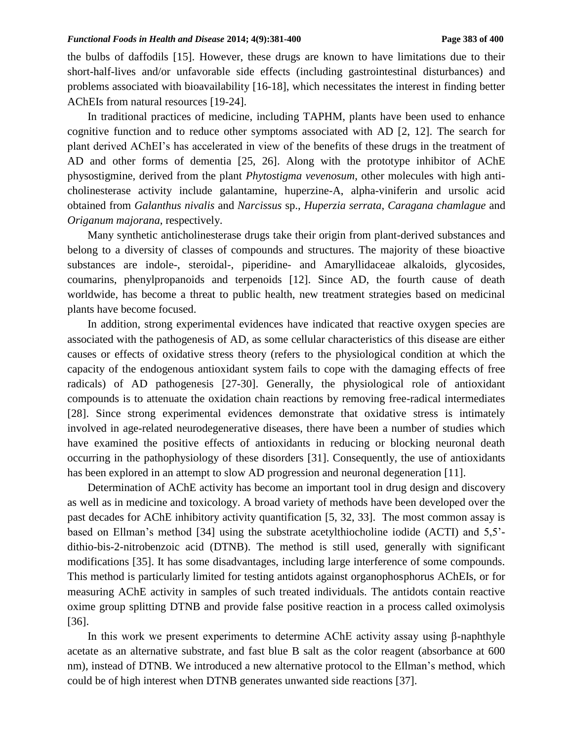the bulbs of daffodils [15]. However, these drugs are known to have limitations due to their short-half-lives and/or unfavorable side effects (including gastrointestinal disturbances) and problems associated with bioavailability [16-18], which necessitates the interest in finding better AChEIs from natural resources [19-24].

In traditional practices of medicine, including TAPHM, plants have been used to enhance cognitive function and to reduce other symptoms associated with AD [2, 12]. The search for plant derived AChEI's has accelerated in view of the benefits of these drugs in the treatment of AD and other forms of dementia [25, 26]. Along with the prototype inhibitor of AChE physostigmine, derived from the plant *Phytostigma vevenosum*, other molecules with high anti-cholinesterase activity include galantamine, huperzine-A, alpha-viniferin and ursolic acid obtained from *Galanthus nivalis* and *Narcissus* sp., *Huperzia serrata*, *Caragana chamlague* and *Origanum majorana*, respectively.

Many synthetic anticholinesterase drugs take their origin from plant-derived substances and belong to a diversity of classes of compounds and structures. The majority of these bioactive substances are indole-, steroidal-, piperidine- and Amaryllidaceae alkaloids, glycosides, coumarins, phenylpropanoids and terpenoids [12]. Since AD, the fourth cause of death worldwide, has become a threat to public health, new treatment strategies based on medicinal plants have become focused.

In addition, strong experimental evidences have indicated that reactive oxygen species are associated with the pathogenesis of AD, as some cellular characteristics of this disease are either causes or effects of oxidative stress theory (refers to the physiological condition at which the capacity of the endogenous antioxidant system fails to cope with the damaging effects of free radicals) of AD pathogenesis [27-30]. Generally, the physiological role of antioxidant compounds is to attenuate the oxidation chain reactions by removing free-radical intermediates [28]. Since strong experimental evidences demonstrate that oxidative stress is intimately involved in age-related neurodegenerative diseases, there have been a number of studies which have examined the positive effects of antioxidants in reducing or blocking neuronal death occurring in the pathophysiology of these disorders [31]. Consequently, the use of antioxidants has been explored in an attempt to slow AD progression and neuronal degeneration [11].

Determination of AChE activity has become an important tool in drug design and discovery as well as in medicine and toxicology. A broad variety of methods have been developed over the past decades for AChE inhibitory activity quantification [5, 32, 33]. The most common assay is based on Ellman's method [34] using the substrate acetylthiocholine iodide (ACTI) and 5,5'-dithio-bis-2-nitrobenzoic acid (DTNB). The method is still used, generally with significant modifications [35]. It has some disadvantages, including large interference of some compounds. This method is particularly limited for testing antidots against organophosphorus AChEIs, or for measuring AChE activity in samples of such treated individuals. The antidots contain reactive oxime group splitting DTNB and provide false positive reaction in a process called oximolysis [36].

In this work we present experiments to determine AChE activity assay using β-naphthyle acetate as an alternative substrate, and fast blue B salt as the color reagent (absorbance at 600 nm), instead of DTNB. We introduced a new alternative protocol to the Ellman's method, which could be of high interest when DTNB generates unwanted side reactions [37].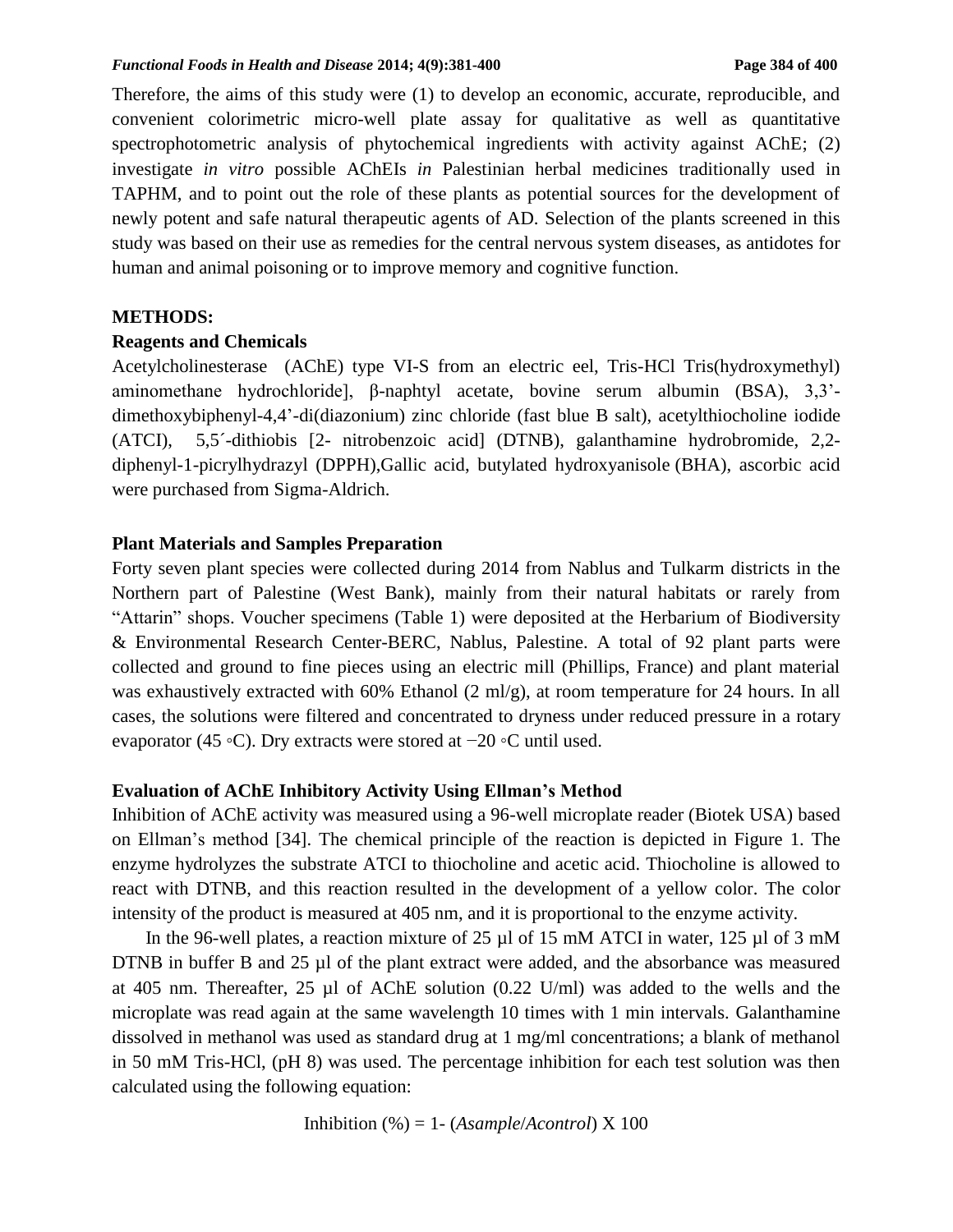Therefore, the aims of this study were (1) to develop an economic, accurate, reproducible, and convenient colorimetric micro-well plate assay for qualitative as well as quantitative spectrophotometric analysis of phytochemical ingredients with activity against AChE; (2) investigate *in vitro* possible AChEIs *in* Palestinian herbal medicines traditionally used in TAPHM, and to point out the role of these plants as potential sources for the development of newly potent and safe natural therapeutic agents of AD. Selection of the plants screened in this study was based on their use as remedies for the central nervous system diseases, as antidotes for human and animal poisoning or to improve memory and cognitive function.

## METHODS:

### Reagents and Chemicals

Acetylcholinesterase (AChE) type VI-S from an electric eel, Tris-HCl Tris(hydroxymethyl) aminomethane hydrochloride], β-naphtyl acetate, bovine serum albumin (BSA), 3,3'-dimethoxybiphenyl-4,4'-di(diazonium) zinc chloride (fast blue B salt), acetylthiocholine iodide (ATCI), 5,5´-dithiobis [2- nitrobenzoic acid] (DTNB), galanthamine hydrobromide, 2,2-diphenyl-1-picrylhydrazyl (DPPH),Gallic acid, butylated hydroxyanisole (BHA), ascorbic acid were purchased from Sigma-Aldrich.

### Plant Materials and Samples Preparation

Forty seven plant species were collected during 2014 from Nablus and Tulkarm districts in the Northern part of Palestine (West Bank), mainly from their natural habitats or rarely from "Attarin" shops. Voucher specimens (Table 1) were deposited at the Herbarium of Biodiversity & Environmental Research Center-BERC, Nablus, Palestine. A total of 92 plant parts were collected and ground to fine pieces using an electric mill (Phillips, France) and plant material was exhaustively extracted with 60% Ethanol (2 ml/g), at room temperature for 24 hours. In all cases, the solutions were filtered and concentrated to dryness under reduced pressure in a rotary evaporator (45 ◦C). Dry extracts were stored at −20 ◦C until used.

### Evaluation of AChE Inhibitory Activity Using Ellman's Method

Inhibition of AChE activity was measured using a 96-well microplate reader (Biotek USA) based on Ellman's method [34]. The chemical principle of the reaction is depicted in Figure 1. The enzyme hydrolyzes the substrate ATCI to thiocholine and acetic acid. Thiocholine is allowed to react with DTNB, and this reaction resulted in the development of a yellow color. The color intensity of the product is measured at 405 nm, and it is proportional to the enzyme activity.

In the 96-well plates, a reaction mixture of 25 µl of 15 mM ATCI in water, 125 µl of 3 mM DTNB in buffer B and 25 µl of the plant extract were added, and the absorbance was measured at 405 nm. Thereafter, 25 µl of AChE solution (0.22 U/ml) was added to the wells and the microplate was read again at the same wavelength 10 times with 1 min intervals. Galanthamine dissolved in methanol was used as standard drug at 1 mg/ml concentrations; a blank of methanol in 50 mM Tris-HCl, (pH 8) was used. The percentage inhibition for each test solution was then calculated using the following equation:

$$\text{Inhibition (\%)} = 1 - (A_{sample}/A_{control}) \times 100$$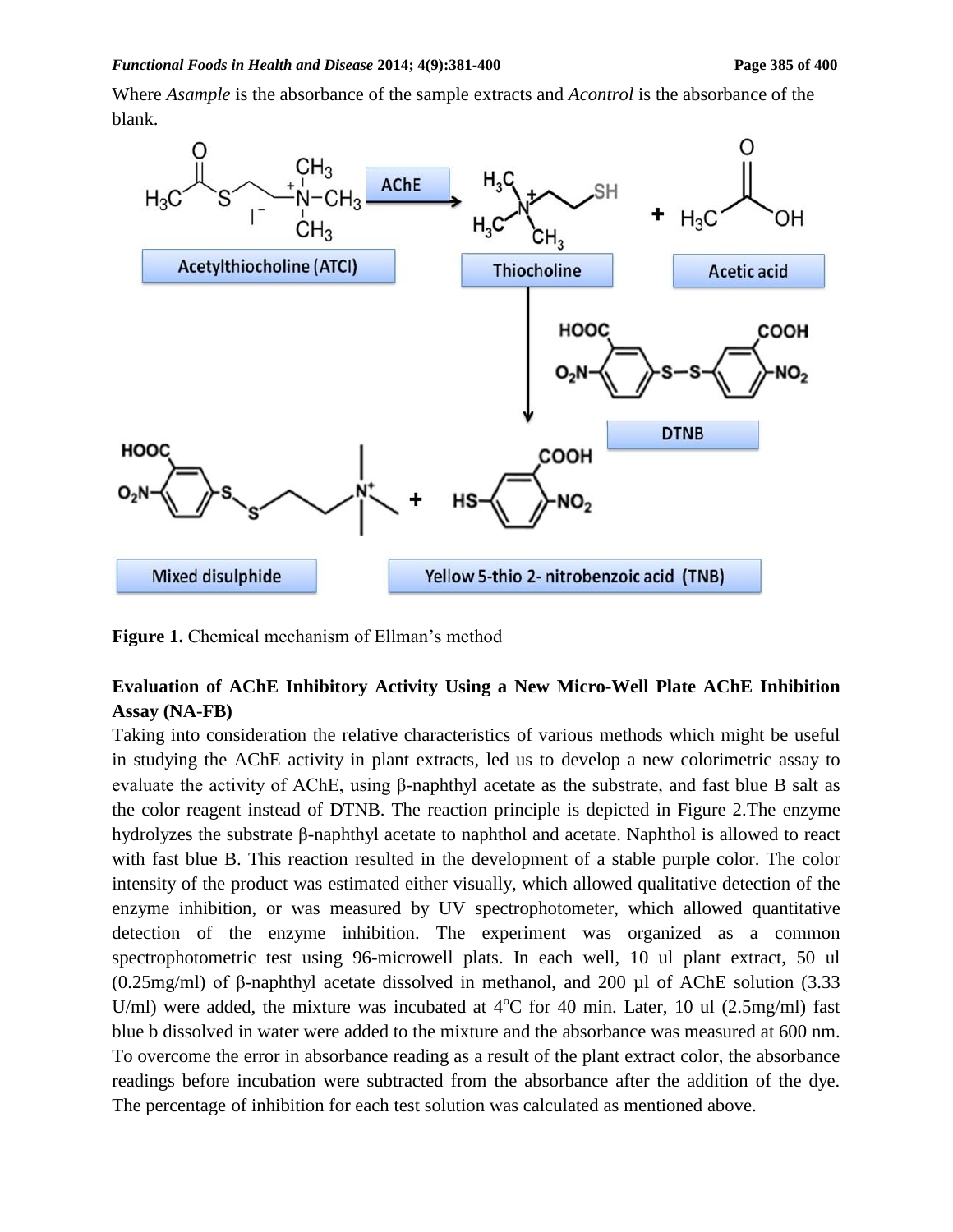Where *Asample* is the absorbance of the sample extracts and *Acontrol* is the absorbance of the blank.

**Figure 1.** Chemical mechanism of Ellman's method

## Evaluation of AChE Inhibitory Activity Using a New Micro-Well Plate AChE Inhibition Assay (NA-FB)

Taking into consideration the relative characteristics of various methods which might be useful in studying the AChE activity in plant extracts, led us to develop a new colorimetric assay to evaluate the activity of AChE, using β-naphthyl acetate as the substrate, and fast blue B salt as the color reagent instead of DTNB. The reaction principle is depicted in Figure 2.The enzyme hydrolyzes the substrate β-naphthyl acetate to naphthol and acetate. Naphthol is allowed to react with fast blue B. This reaction resulted in the development of a stable purple color. The color intensity of the product was estimated either visually, which allowed qualitative detection of the enzyme inhibition, or was measured by UV spectrophotometer, which allowed quantitative detection of the enzyme inhibition. The experiment was organized as a common spectrophotometric test using 96-microwell plats. In each well, 10 ul plant extract, 50 ul (0.25mg/ml) of β-naphthyl acetate dissolved in methanol, and 200 µl of AChE solution (3.33 U/ml) were added, the mixture was incubated at $4^{o}$C for 40 min. Later, 10 ul (2.5mg/ml) fast blue b dissolved in water were added to the mixture and the absorbance was measured at 600 nm. To overcome the error in absorbance reading as a result of the plant extract color, the absorbance readings before incubation were subtracted from the absorbance after the addition of the dye. The percentage of inhibition for each test solution was calculated as mentioned above.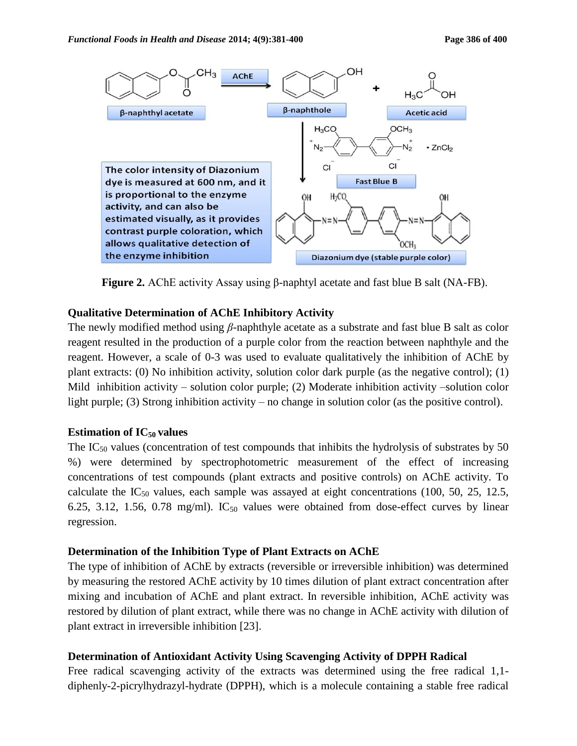**Figure 2.** AChE activity Assay using β-naphtyl acetate and fast blue B salt (NA-FB).

### Qualitative Determination of AChE Inhibitory Activity

The newly modified method using *β*-naphthyle acetate as a substrate and fast blue B salt as color reagent resulted in the production of a purple color from the reaction between naphthyle and the reagent. However, a scale of 0-3 was used to evaluate qualitatively the inhibition of AChE by plant extracts: (0) No inhibition activity, solution color dark purple (as the negative control); (1) Mild inhibition activity – solution color purple; (2) Moderate inhibition activity –solution color light purple; (3) Strong inhibition activity – no change in solution color (as the positive control).

### Estimation of $IC_{50}$ values

The $IC_{50}$ values (concentration of test compounds that inhibits the hydrolysis of substrates by 50 %) were determined by spectrophotometric measurement of the effect of increasing concentrations of test compounds (plant extracts and positive controls) on AChE activity. To calculate the $IC_{50}$ values, each sample was assayed at eight concentrations (100, 50, 25, 12.5, 6.25, 3.12, 1.56, 0.78 mg/ml). $IC_{50}$ values were obtained from dose-effect curves by linear regression.

### Determination of the Inhibition Type of Plant Extracts on AChE

The type of inhibition of AChE by extracts (reversible or irreversible inhibition) was determined by measuring the restored AChE activity by 10 times dilution of plant extract concentration after mixing and incubation of AChE and plant extract. In reversible inhibition, AChE activity was restored by dilution of plant extract, while there was no change in AChE activity with dilution of plant extract in irreversible inhibition [23].

### Determination of Antioxidant Activity Using Scavenging Activity of DPPH Radical

Free radical scavenging activity of the extracts was determined using the free radical 1,1-diphenly-2-picrylhydrazyl-hydrate (DPPH), which is a molecule containing a stable free radical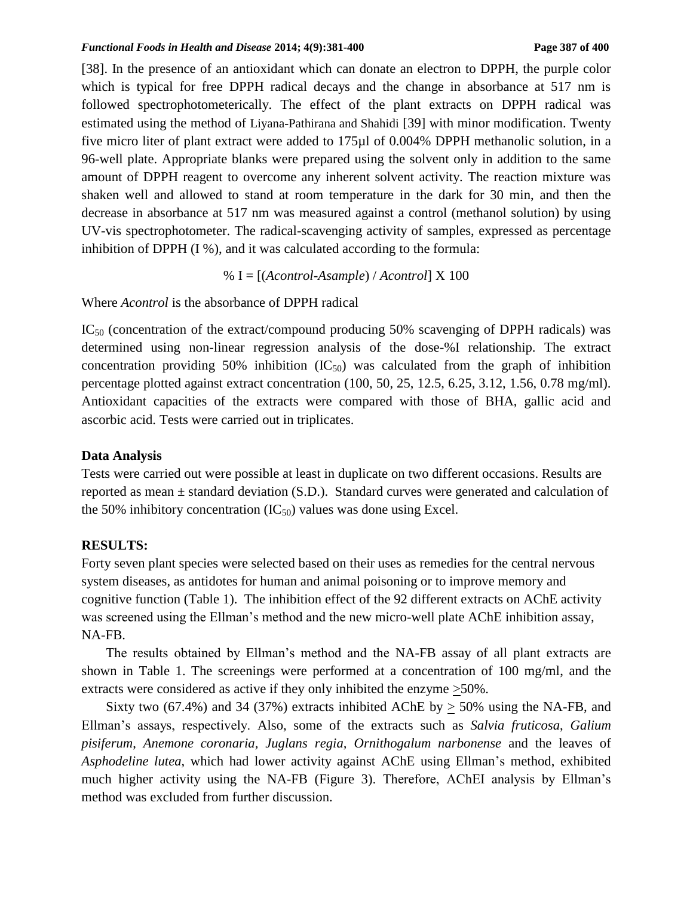[38]. In the presence of an antioxidant which can donate an electron to DPPH, the purple color which is typical for free DPPH radical decays and the change in absorbance at 517 nm is followed spectrophotometerically. The effect of the plant extracts on DPPH radical was estimated using the method of Liyana-Pathirana and Shahidi [39] with minor modification. Twenty five micro liter of plant extract were added to 175µl of 0.004% DPPH methanolic solution, in a 96-well plate. Appropriate blanks were prepared using the solvent only in addition to the same amount of DPPH reagent to overcome any inherent solvent activity. The reaction mixture was shaken well and allowed to stand at room temperature in the dark for 30 min, and then the decrease in absorbance at 517 nm was measured against a control (methanol solution) by using UV-vis spectrophotometer. The radical-scavenging activity of samples, expressed as percentage inhibition of DPPH (I %), and it was calculated according to the formula:

$$\% I = [(A_{control} - A_{sample}) / A_{control}] \times 100$$

Where $A_{control}$ is the absorbance of DPPH radical

$IC_{50}$ (concentration of the extract/compound producing 50% scavenging of DPPH radicals) was determined using non-linear regression analysis of the dose-%I relationship. The extract concentration providing 50% inhibition ($IC_{50}$) was calculated from the graph of inhibition percentage plotted against extract concentration (100, 50, 25, 12.5, 6.25, 3.12, 1.56, 0.78 mg/ml). Antioxidant capacities of the extracts were compared with those of BHA, gallic acid and ascorbic acid. Tests were carried out in triplicates.

**Data Analysis**

Tests were carried out were possible at least in duplicate on two different occasions. Results are reported as mean ± standard deviation (S.D.). Standard curves were generated and calculation of the 50% inhibitory concentration ($IC_{50}$) values was done using Excel.

## RESULTS:

Forty seven plant species were selected based on their uses as remedies for the central nervous system diseases, as antidotes for human and animal poisoning or to improve memory and cognitive function (Table 1). The inhibition effect of the 92 different extracts on AChE activity was screened using the Ellman's method and the new micro-well plate AChE inhibition assay, NA-FB.

The results obtained by Ellman's method and the NA-FB assay of all plant extracts are shown in Table 1. The screenings were performed at a concentration of 100 mg/ml, and the extracts were considered as active if they only inhibited the enzyme ≥50%.

Sixty two (67.4%) and 34 (37%) extracts inhibited AChE by ≥ 50% using the NA-FB, and Ellman's assays, respectively. Also, some of the extracts such as *Salvia fruticosa*, *Galium pisiferum*, *Anemone coronaria, Juglans regia, Ornithogalum narbonense* and the leaves of *Asphodeline lutea*, which had lower activity against AChE using Ellman's method, exhibited much higher activity using the NA-FB (Figure 3). Therefore, AChEI analysis by Ellman's method was excluded from further discussion.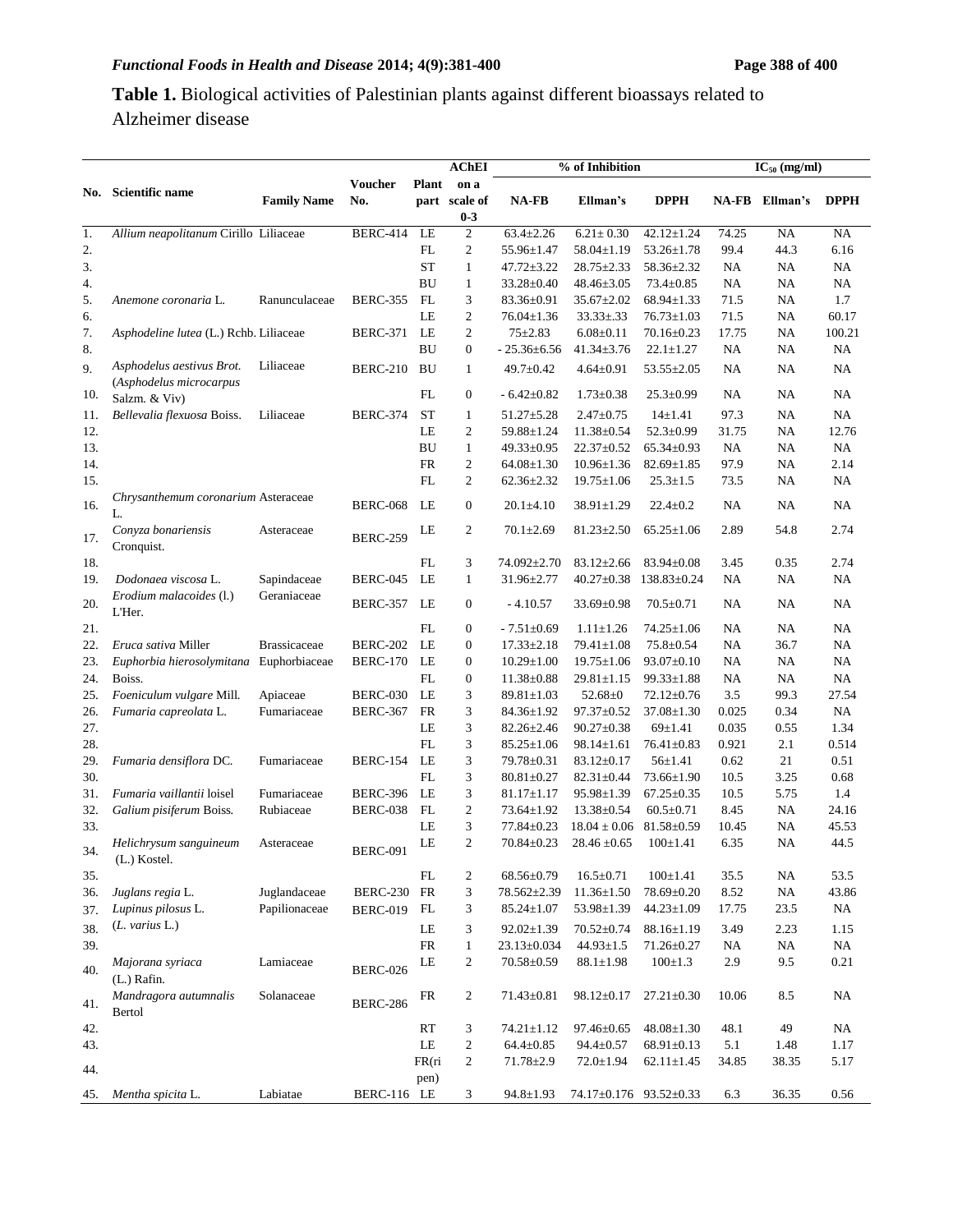**Table 1.** Biological activities of Palestinian plants against different bioassays related to Alzheimer disease

| No. | Scientific name | Family Name | Voucher No. | Plant part | AChEI on a scale of 0-3 | % of Inhibition NA-FB | % of Inhibition Ellman's | % of Inhibition DPPH | $IC_{50}$ (mg/ml) NA-FB | $IC_{50}$ (mg/ml) Ellman's | $IC_{50}$ (mg/ml) DPPH |
|---|---|---|---|---|---|---|---|---|---|---|---|
| 1. | *Allium neapolitanum* Cirillo | Liliaceae | BERC-414 | LE | 2 | 63.4±2.26 | 6.21± 0.30 | 42.12±1.24 | 74.25 | NA | NA |
| 2. | | | | FL | 2 | 55.96±1.47 | 58.04±1.19 | 53.26±1.78 | 99.4 | 44.3 | 6.16 |
| 3. | | | | ST | 1 | 47.72±3.22 | 28.75±2.33 | 58.36±2.32 | NA | NA | NA |
| 4. | | | | BU | 1 | 33.28±0.40 | 48.46±3.05 | 73.4±0.85 | NA | NA | NA |
| 5. | *Anemone coronaria* L. | Ranunculaceae | BERC-355 | FL | 3 | 83.36±0.91 | 35.67±2.02 | 68.94±1.33 | 71.5 | NA | 1.7 |
| 6. | | | | LE | 2 | 76.04±1.36 | 33.33±.33 | 76.73±1.03 | 71.5 | NA | 60.17 |
| 7. | *Asphodeline lutea* (L.) Rchb. | Liliaceae | BERC-371 | LE | 2 | 75±2.83 | 6.08±0.11 | 70.16±0.23 | 17.75 | NA | 100.21 |
| 8. | | | | BU | 0 | - 25.36±6.56 | 41.34±3.76 | 22.1±1.27 | NA | NA | NA |
| 9. | *Asphodelus aestivus Brot.* (*Asphodelus microcarpus* Salzm. & Viv) | Liliaceae | BERC-210 | BU | 1 | 49.7±0.42 | 4.64±0.91 | 53.55±2.05 | NA | NA | NA |
| 10. | | | | FL | 0 | - 6.42±0.82 | 1.73±0.38 | 25.3±0.99 | NA | NA | NA |
| 11. | *Bellevalia flexuosa* Boiss. | Liliaceae | BERC-374 | ST | 1 | 51.27±5.28 | 2.47±0.75 | 14±1.41 | 97.3 | NA | NA |
| 12. | | | | LE | 2 | 59.88±1.24 | 11.38±0.54 | 52.3±0.99 | 31.75 | NA | 12.76 |
| 13. | | | | BU | 1 | 49.33±0.95 | 22.37±0.52 | 65.34±0.93 | NA | NA | NA |
| 14. | | | | FR | 2 | 64.08±1.30 | 10.96±1.36 | 82.69±1.85 | 97.9 | NA | 2.14 |
| 15. | | | | FL | 2 | 62.36±2.32 | 19.75±1.06 | 25.3±1.5 | 73.5 | NA | NA |
| 16. | *Chrysanthemum coronarium* L. | Asteraceae | BERC-068 | LE | 0 | 20.1±4.10 | 38.91±1.29 | 22.4±0.2 | NA | NA | NA |
| 17. | *Conyza bonariensis* Cronquist. | Asteraceae | BERC-259 | LE | 2 | 70.1±2.69 | 81.23±2.50 | 65.25±1.06 | 2.89 | 54.8 | 2.74 |
| 18. | | | | FL | 3 | 74.092±2.70 | 83.12±2.66 | 83.94±0.08 | 3.45 | 0.35 | 2.74 |
| 19. | *Dodonaea viscosa* L. | Sapindaceae | BERC-045 | LE | 1 | 31.96±2.77 | 40.27±0.38 | 138.83±0.24 | NA | NA | NA |
| 20. | *Erodium malacoides* (l.) L'Her. | Geraniaceae | BERC-357 | LE | 0 | - 4.10.57 | 33.69±0.98 | 70.5±0.71 | NA | NA | NA |
| 21. | | | | FL | 0 | - 7.51±0.69 | 1.11±1.26 | 74.25±1.06 | NA | NA | NA |
| 22. | *Eruca sativa* Miller | Brassicaceae | BERC-202 | LE | 0 | 17.33±2.18 | 79.41±1.08 | 75.8±0.54 | NA | 36.7 | NA |
| 23. | *Euphorbia hierosolymitana* Boiss. | Euphorbiaceae | BERC-170 | LE | 0 | 10.29±1.00 | 19.75±1.06 | 93.07±0.10 | NA | NA | NA |
| 24. | | | | FL | 0 | 11.38±0.88 | 29.81±1.15 | 99.33±1.88 | NA | NA | NA |
| 25. | *Foeniculum vulgare* Mill. | Apiaceae | BERC-030 | LE | 3 | 89.81±1.03 | 52.68±0 | 72.12±0.76 | 3.5 | 99.3 | 27.54 |
| 26. | *Fumaria capreolata* L. | Fumariaceae | BERC-367 | FR | 3 | 84.36±1.92 | 97.37±0.52 | 37.08±1.30 | 0.025 | 0.34 | NA |
| 27. | | | | LE | 3 | 82.26±2.46 | 90.27±0.38 | 69±1.41 | 0.035 | 0.55 | 1.34 |
| 28. | | | | FL | 3 | 85.25±1.06 | 98.14±1.61 | 76.41±0.83 | 0.921 | 2.1 | 0.514 |
| 29. | *Fumaria densiflora* DC. | Fumariaceae | BERC-154 | LE | 3 | 79.78±0.31 | 83.12±0.17 | 56±1.41 | 0.62 | 21 | 0.51 |
| 30. | | | | FL | 3 | 80.81±0.27 | 82.31±0.44 | 73.66±1.90 | 10.5 | 3.25 | 0.68 |
| 31. | *Fumaria vaillantii* loisel | Fumariaceae | BERC-396 | LE | 3 | 81.17±1.17 | 95.98±1.39 | 67.25±0.35 | 10.5 | 5.75 | 1.4 |
| 32. | *Galium pisiferum* Boiss. | Rubiaceae | BERC-038 | FL | 2 | 73.64±1.92 | 13.38±0.54 | 60.5±0.71 | 8.45 | NA | 24.16 |
| 33. | | | | LE | 3 | 77.84±0.23 | 18.04 ± 0.06 | 81.58±0.59 | 10.45 | NA | 45.53 |
| 34. | *Helichrysum sanguineum* (L.) Kostel. | Asteraceae | BERC-091 | LE | 2 | 70.84±0.23 | 28.46 ±0.65 | 100±1.41 | 6.35 | NA | 44.5 |
| 35. | | | | FL | 2 | 68.56±0.79 | 16.5±0.71 | 100±1.41 | 35.5 | NA | 53.5 |
| 36. | *Juglans regia* L. | Juglandaceae | BERC-230 | FR | 3 | 78.562±2.39 | 11.36±1.50 | 78.69±0.20 | 8.52 | NA | 43.86 |
| 37. | *Lupinus pilosus* L. (*L. varius* L.) | Papilionaceae | BERC-019 | FL | 3 | 85.24±1.07 | 53.98±1.39 | 44.23±1.09 | 17.75 | 23.5 | NA |
| 38. | | | | LE | 3 | 92.02±1.39 | 70.52±0.74 | 88.16±1.19 | 3.49 | 2.23 | 1.15 |
| 39. | | | | FR | 1 | 23.13±0.034 | 44.93±1.5 | 71.26±0.27 | NA | NA | NA |
| 40. | *Majorana syriaca* (L.) Rafin. | Lamiaceae | BERC-026 | LE | 2 | 70.58±0.59 | 88.1±1.98 | 100±1.3 | 2.9 | 9.5 | 0.21 |
| 41. | *Mandragora autumnalis* Bertol | Solanaceae | BERC-286 | FR | 2 | 71.43±0.81 | 98.12±0.17 | 27.21±0.30 | 10.06 | 8.5 | NA |
| 42. | | | | RT | 3 | 74.21±1.12 | 97.46±0.65 | 48.08±1.30 | 48.1 | 49 | NA |
| 43. | | | | LE | 2 | 64.4±0.85 | 94.4±0.57 | 68.91±0.13 | 5.1 | 1.48 | 1.17 |
| 44. | | | | FR(ripen) | 2 | 71.78±2.9 | 72.0±1.94 | 62.11±1.45 | 34.85 | 38.35 | 5.17 |
| 45. | *Mentha spicita* L. | Labiatae | BERC-116 | LE | 3 | 94.8±1.93 | 74.17±0.176 | 93.52±0.33 | 6.3 | 36.35 | 0.56 |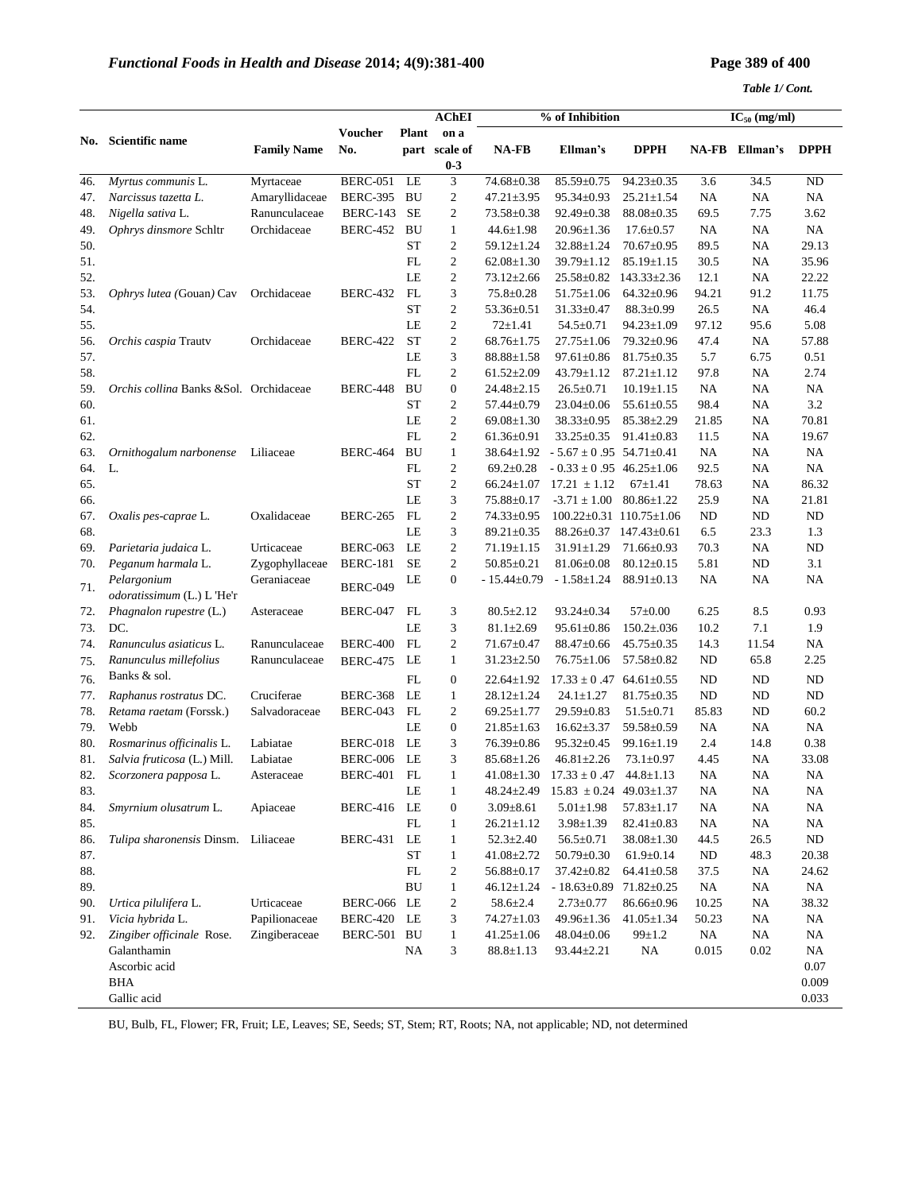*Table 1/ Cont.*

| No. | Scientific name | Family Name | Voucher No. | Plant part | AChEI on a scale of 0-3 | % of Inhibition | | | $IC_{50}$ (mg/ml) | | |
|---|---|---|---|---|---|---|---|---|---|---|---|
| | | | | | | NA-FB | Ellman's | DPPH | NA-FB | Ellman's | DPPH |
| 46. | *Myrtus communis* L. | Myrtaceae | BERC-051 | LE | 3 | 74.68±0.38 | 85.59±0.75 | 94.23±0.35 | 3.6 | 34.5 | ND |
| 47. | *Narcissus tazetta L.* | Amaryllidaceae | BERC-395 | BU | 2 | 47.21±3.95 | 95.34±0.93 | 25.21±1.54 | NA | NA | NA |
| 48. | *Nigella sativa* L. | Ranunculaceae | BERC-143 | SE | 2 | 73.58±0.38 | 92.49±0.38 | 88.08±0.35 | 69.5 | 7.75 | 3.62 |
| 49. | *Ophrys dinsmore* Schltr | Orchidaceae | BERC-452 | BU | 1 | 44.6±1.98 | 20.96±1.36 | 17.6±0.57 | NA | NA | NA |
| 50. | | | | ST | 2 | 59.12±1.24 | 32.88±1.24 | 70.67±0.95 | 89.5 | NA | 29.13 |
| 51. | | | | FL | 2 | 62.08±1.30 | 39.79±1.12 | 85.19±1.15 | 30.5 | NA | 35.96 |
| 52. | | | | LE | 2 | 73.12±2.66 | 25.58±0.82 | 143.33±2.36 | 12.1 | NA | 22.22 |
| 53. | *Ophrys lutea (*Gouan*)* Cav | Orchidaceae | BERC-432 | FL | 3 | 75.8±0.28 | 51.75±1.06 | 64.32±0.96 | 94.21 | 91.2 | 11.75 |
| 54. | | | | ST | 2 | 53.36±0.51 | 31.33±0.47 | 88.3±0.99 | 26.5 | NA | 46.4 |
| 55. | | | | LE | 2 | 72±1.41 | 54.5±0.71 | 94.23±1.09 | 97.12 | 95.6 | 5.08 |
| 56. | *Orchis caspia* Trautv | Orchidaceae | BERC-422 | ST | 2 | 68.76±1.75 | 27.75±1.06 | 79.32±0.96 | 47.4 | NA | 57.88 |
| 57. | | | | LE | 3 | 88.88±1.58 | 97.61±0.86 | 81.75±0.35 | 5.7 | 6.75 | 0.51 |
| 58. | | | | FL | 2 | 61.52±2.09 | 43.79±1.12 | 87.21±1.12 | 97.8 | NA | 2.74 |
| 59. | *Orchis collina* Banks &Sol. | Orchidaceae | BERC-448 | BU | 0 | 24.48±2.15 | 26.5±0.71 | 10.19±1.15 | NA | NA | NA |
| 60. | | | | ST | 2 | 57.44±0.79 | 23.04±0.06 | 55.61±0.55 | 98.4 | NA | 3.2 |
| 61. | | | | LE | 2 | 69.08±1.30 | 38.33±0.95 | 85.38±2.29 | 21.85 | NA | 70.81 |
| 62. | | | | FL | 2 | 61.36±0.91 | 33.25±0.35 | 91.41±0.83 | 11.5 | NA | 19.67 |
| 63. | *Ornithogalum narbonense* | Liliaceae | BERC-464 | BU | 1 | 38.64±1.92 | - 5.67 ± 0 .95 | 54.71±0.41 | NA | NA | NA |
| 64. | L. | | | FL | 2 | 69.2±0.28 | - 0.33 ± 0 .95 | 46.25±1.06 | 92.5 | NA | NA |
| 65. | | | | ST | 2 | 66.24±1.07 | 17.21 ± 1.12 | 67±1.41 | 78.63 | NA | 86.32 |
| 66. | | | | LE | 3 | 75.88±0.17 | -3.71 ± 1.00 | 80.86±1.22 | 25.9 | NA | 21.81 |
| 67. | *Oxalis pes-caprae* L. | Oxalidaceae | BERC-265 | FL | 2 | 74.33±0.95 | 100.22±0.31 | 110.75±1.06 | ND | ND | ND |
| 68. | | | | LE | 3 | 89.21±0.35 | 88.26±0.37 | 147.43±0.61 | 6.5 | 23.3 | 1.3 |
| 69. | *Parietaria judaica* L. | Urticaceae | BERC-063 | LE | 2 | 71.19±1.15 | 31.91±1.29 | 71.66±0.93 | 70.3 | NA | ND |
| 70. | *Peganum harmala* L. | Zygophyllaceae | BERC-181 | SE | 2 | 50.85±0.21 | 81.06±0.08 | 80.12±0.15 | 5.81 | ND | 3.1 |
| 71. | *Pelargonium odoratissimum* (L.) L 'He'r | Geraniaceae | BERC-049 | LE | 0 | - 15.44±0.79 | - 1.58±1.24 | 88.91±0.13 | NA | NA | NA |
| 72. | *Phagnalon rupestre* (L.) | Asteraceae | BERC-047 | FL | 3 | 80.5±2.12 | 93.24±0.34 | 57±0.00 | 6.25 | 8.5 | 0.93 |
| 73. | DC. | | | LE | 3 | 81.1±2.69 | 95.61±0.86 | 150.2±.036 | 10.2 | 7.1 | 1.9 |
| 74. | *Ranunculus asiaticus* L. | Ranunculaceae | BERC-400 | FL | 2 | 71.67±0.47 | 88.47±0.66 | 45.75±0.35 | 14.3 | 11.54 | NA |
| 75. | *Ranunculus millefolius* | Ranunculaceae | BERC-475 | LE | 1 | 31.23±2.50 | 76.75±1.06 | 57.58±0.82 | ND | 65.8 | 2.25 |
| 76. | Banks & sol. | | | FL | 0 | 22.64±1.92 | 17.33 ± 0 .47 | 64.61±0.55 | ND | ND | ND |
| 77. | *Raphanus rostratus* DC. | Cruciferae | BERC-368 | LE | 1 | 28.12±1.24 | 24.1±1.27 | 81.75±0.35 | ND | ND | ND |
| 78. | *Retama raetam* (Forssk.) | Salvadoraceae | BERC-043 | FL | 2 | 69.25±1.77 | 29.59±0.83 | 51.5±0.71 | 85.83 | ND | 60.2 |
| 79. | Webb | | | LE | 0 | 21.85±1.63 | 16.62±3.37 | 59.58±0.59 | NA | NA | NA |
| 80. | *Rosmarinus officinalis* L. | Labiatae | BERC-018 | LE | 3 | 76.39±0.86 | 95.32±0.45 | 99.16±1.19 | 2.4 | 14.8 | 0.38 |
| 81. | *Salvia fruticosa* (L.) Mill. | Labiatae | BERC-006 | LE | 3 | 85.68±1.26 | 46.81±2.26 | 73.1±0.97 | 4.45 | NA | 33.08 |
| 82. | *Scorzonera papposa* L. | Asteraceae | BERC-401 | FL | 1 | 41.08±1.30 | 17.33 ± 0 .47 | 44.8±1.13 | NA | NA | NA |
| 83. | | | | LE | 1 | 48.24±2.49 | 15.83 ± 0.24 | 49.03±1.37 | NA | NA | NA |
| 84. | *Smyrnium olusatrum* L. | Apiaceae | BERC-416 | LE | 0 | 3.09±8.61 | 5.01±1.98 | 57.83±1.17 | NA | NA | NA |
| 85. | | | | FL | 1 | 26.21±1.12 | 3.98±1.39 | 82.41±0.83 | NA | NA | NA |
| 86. | *Tulipa sharonensis* Dinsm. | Liliaceae | BERC-431 | LE | 1 | 52.3±2.40 | 56.5±0.71 | 38.08±1.30 | 44.5 | 26.5 | ND |
| 87. | | | | ST | 1 | 41.08±2.72 | 50.79±0.30 | 61.9±0.14 | ND | 48.3 | 20.38 |
| 88. | | | | FL | 2 | 56.88±0.17 | 37.42±0.82 | 64.41±0.58 | 37.5 | NA | 24.62 |
| 89. | | | | BU | 1 | 46.12±1.24 | - 18.63±0.89 | 71.82±0.25 | NA | NA | NA |
| 90. | *Urtica pilulifera* L. | Urticaceae | BERC-066 | LE | 2 | 58.6±2.4 | 2.73±0.77 | 86.66±0.96 | 10.25 | NA | 38.32 |
| 91. | *Vicia hybrida* L. | Papilionaceae | BERC-420 | LE | 3 | 74.27±1.03 | 49.96±1.36 | 41.05±1.34 | 50.23 | NA | NA |
| 92. | *Zingiber officinale* Rose. | Zingiberaceae | BERC-501 | BU | 1 | 41.25±1.06 | 48.04±0.06 | 99±1.2 | NA | NA | NA |
| | Galanthamin | | | NA | 3 | 88.8±1.13 | 93.44±2.21 | NA | 0.015 | 0.02 | NA |
| | Ascorbic acid | | | | | | | | | | 0.07 |
| | BHA | | | | | | | | | | 0.009 |
| | Gallic acid | | | | | | | | | | 0.033 |

BU, Bulb, FL, Flower; FR, Fruit; LE, Leaves; SE, Seeds; ST, Stem; RT, Roots; NA, not applicable; ND, not determined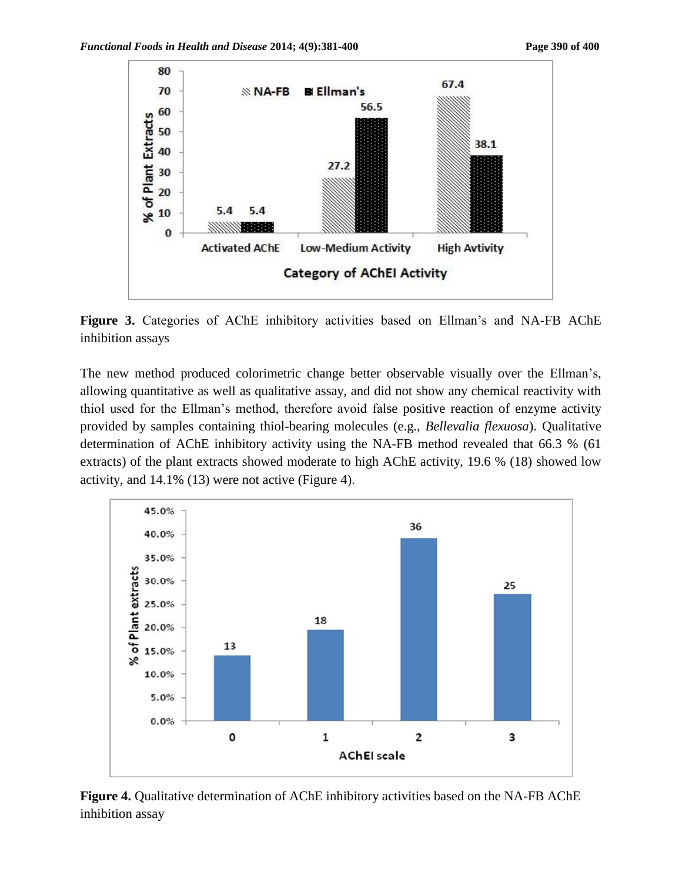**Figure 3.** Categories of AChE inhibitory activities based on Ellman's and NA-FB AChE inhibition assays

The new method produced colorimetric change better observable visually over the Ellman's, allowing quantitative as well as qualitative assay, and did not show any chemical reactivity with thiol used for the Ellman's method, therefore avoid false positive reaction of enzyme activity provided by samples containing thiol-bearing molecules (e.g., *Bellevalia flexuosa*). Qualitative determination of AChE inhibitory activity using the NA-FB method revealed that 66.3 % (61 extracts) of the plant extracts showed moderate to high AChE activity, 19.6 % (18) showed low activity, and 14.1% (13) were not active (Figure 4).

**Figure 4.** Qualitative determination of AChE inhibitory activities based on the NA-FB AChE inhibition assay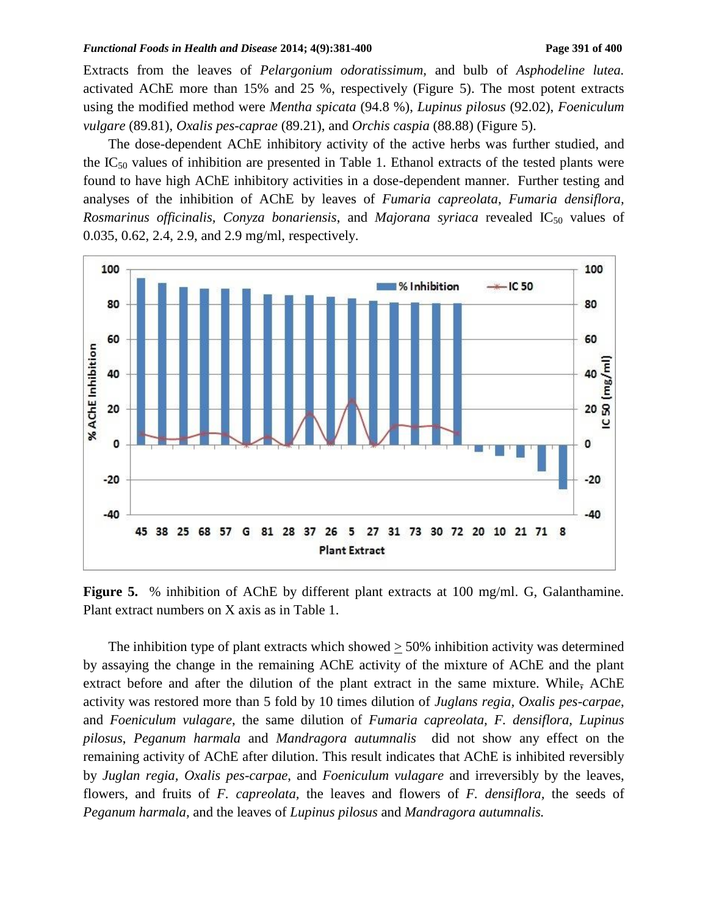Extracts from the leaves of *Pelargonium odoratissimum,* and bulb of *Asphodeline lutea.* activated AChE more than 15% and 25 %, respectively (Figure 5). The most potent extracts using the modified method were *Mentha spicata* (94.8 %), *Lupinus pilosus* (92.02), *Foeniculum vulgare* (89.81), *Oxalis pes-caprae* (89.21), and *Orchis caspia* (88.88) (Figure 5).

The dose-dependent AChE inhibitory activity of the active herbs was further studied, and the $IC_{50}$ values of inhibition are presented in Table 1. Ethanol extracts of the tested plants were found to have high AChE inhibitory activities in a dose-dependent manner. Further testing and analyses of the inhibition of AChE by leaves of *Fumaria capreolata*, *Fumaria densiflora*, *Rosmarinus officinalis*, *Conyza bonariensis*, and *Majorana syriaca* revealed $IC_{50}$ values of 0.035, 0.62, 2.4, 2.9, and 2.9 mg/ml, respectively.

**Figure 5.** % inhibition of AChE by different plant extracts at 100 mg/ml. G, Galanthamine. Plant extract numbers on X axis as in Table 1.

The inhibition type of plant extracts which showed ≥ 50% inhibition activity was determined by assaying the change in the remaining AChE activity of the mixture of AChE and the plant extract before and after the dilution of the plant extract in the same mixture. While, AChE activity was restored more than 5 fold by 10 times dilution of *Juglans regia*, *Oxalis pes-carpae*, and *Foeniculum vulagare*, the same dilution of *Fumaria capreolata, F. densiflora, Lupinus pilosus*, *Peganum harmala* and *Mandragora autumnalis* did not show any effect on the remaining activity of AChE after dilution. This result indicates that AChE is inhibited reversibly by *Juglan regia*, *Oxalis pes-carpae*, and *Foeniculum vulagare* and irreversibly by the leaves, flowers, and fruits of *F. capreolata,* the leaves and flowers of *F. densiflora,* the seeds of *Peganum harmala,* and the leaves of *Lupinus pilosus* and *Mandragora autumnalis.*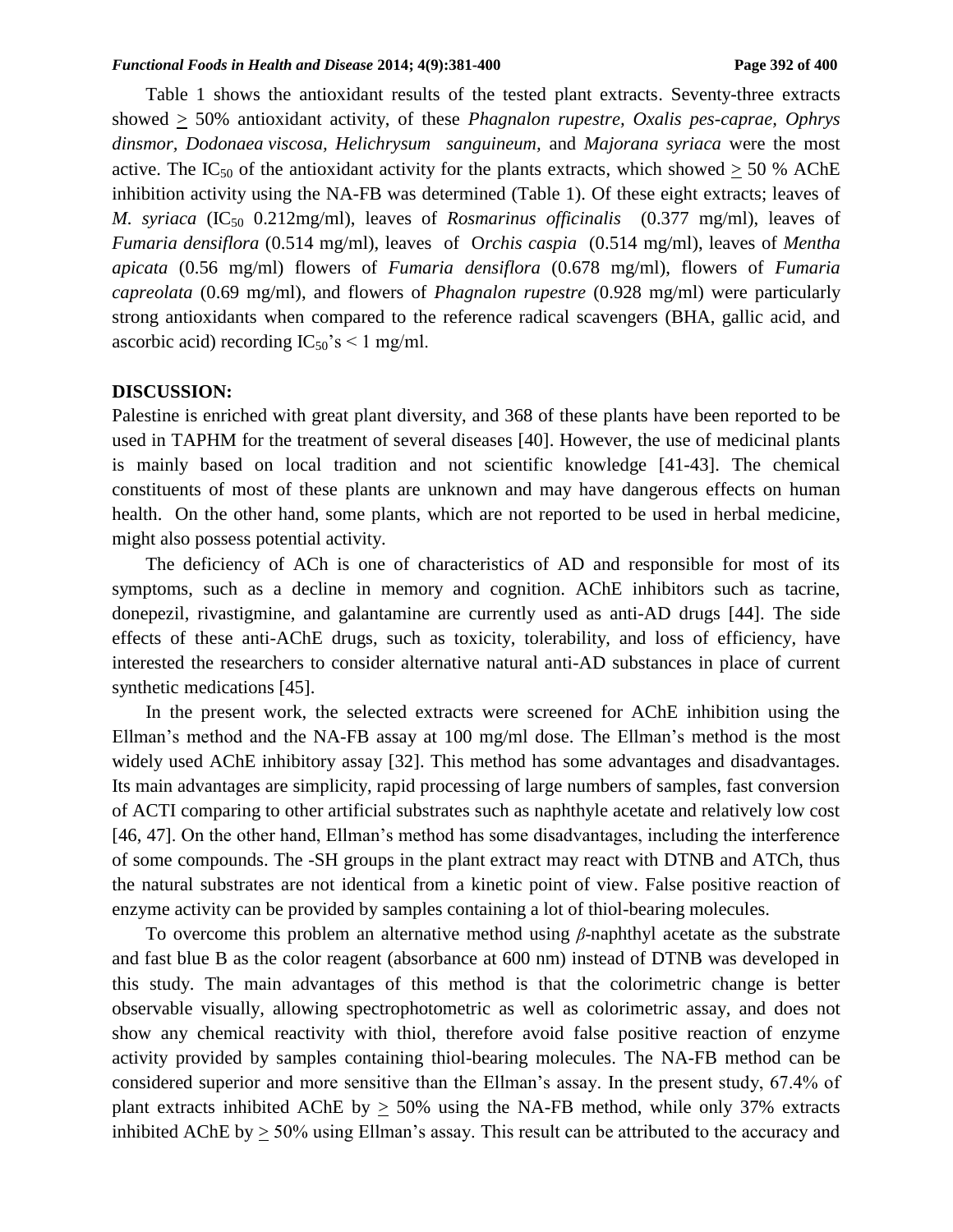Table 1 shows the antioxidant results of the tested plant extracts. Seventy-three extracts showed ≥ 50% antioxidant activity, of these *Phagnalon rupestre, Oxalis pes-caprae, Ophrys dinsmor, Dodonaea viscosa, Helichrysum sanguineum,* and *Majorana syriaca* were the most active. The $IC_{50}$ of the antioxidant activity for the plants extracts, which showed ≥ 50 % AChE inhibition activity using the NA-FB was determined (Table 1). Of these eight extracts; leaves of *M. syriaca* ($IC_{50}$ 0.212mg/ml), leaves of *Rosmarinus officinalis* (0.377 mg/ml), leaves of *Fumaria densiflora* (0.514 mg/ml), leaves of O*rchis caspia* (0.514 mg/ml), leaves of *Mentha apicata* (0.56 mg/ml) flowers of *Fumaria densiflora* (0.678 mg/ml), flowers of *Fumaria capreolata* (0.69 mg/ml), and flowers of *Phagnalon rupestre* (0.928 mg/ml) were particularly strong antioxidants when compared to the reference radical scavengers (BHA, gallic acid, and ascorbic acid) recording $IC_{50}$'s < 1 mg/ml.

## DISCUSSION:

Palestine is enriched with great plant diversity, and 368 of these plants have been reported to be used in TAPHM for the treatment of several diseases [40]. However, the use of medicinal plants is mainly based on local tradition and not scientific knowledge [41-43]. The chemical constituents of most of these plants are unknown and may have dangerous effects on human health. On the other hand, some plants, which are not reported to be used in herbal medicine, might also possess potential activity.

The deficiency of ACh is one of characteristics of AD and responsible for most of its symptoms, such as a decline in memory and cognition. AChE inhibitors such as tacrine, donepezil, rivastigmine, and galantamine are currently used as anti-AD drugs [44]. The side effects of these anti-AChE drugs, such as toxicity, tolerability, and loss of efficiency, have interested the researchers to consider alternative natural anti-AD substances in place of current synthetic medications [45].

In the present work, the selected extracts were screened for AChE inhibition using the Ellman's method and the NA-FB assay at 100 mg/ml dose. The Ellman's method is the most widely used AChE inhibitory assay [32]. This method has some advantages and disadvantages. Its main advantages are simplicity, rapid processing of large numbers of samples, fast conversion of ACTI comparing to other artificial substrates such as naphthyle acetate and relatively low cost [46, 47]. On the other hand, Ellman's method has some disadvantages, including the interference of some compounds. The -SH groups in the plant extract may react with DTNB and ATCh, thus the natural substrates are not identical from a kinetic point of view. False positive reaction of enzyme activity can be provided by samples containing a lot of thiol-bearing molecules.

To overcome this problem an alternative method using *β*-naphthyl acetate as the substrate and fast blue B as the color reagent (absorbance at 600 nm) instead of DTNB was developed in this study. The main advantages of this method is that the colorimetric change is better observable visually, allowing spectrophotometric as well as colorimetric assay, and does not show any chemical reactivity with thiol, therefore avoid false positive reaction of enzyme activity provided by samples containing thiol-bearing molecules. The NA-FB method can be considered superior and more sensitive than the Ellman's assay. In the present study, 67.4% of plant extracts inhibited AChE by ≥ 50% using the NA-FB method, while only 37% extracts inhibited AChE by ≥ 50% using Ellman's assay. This result can be attributed to the accuracy and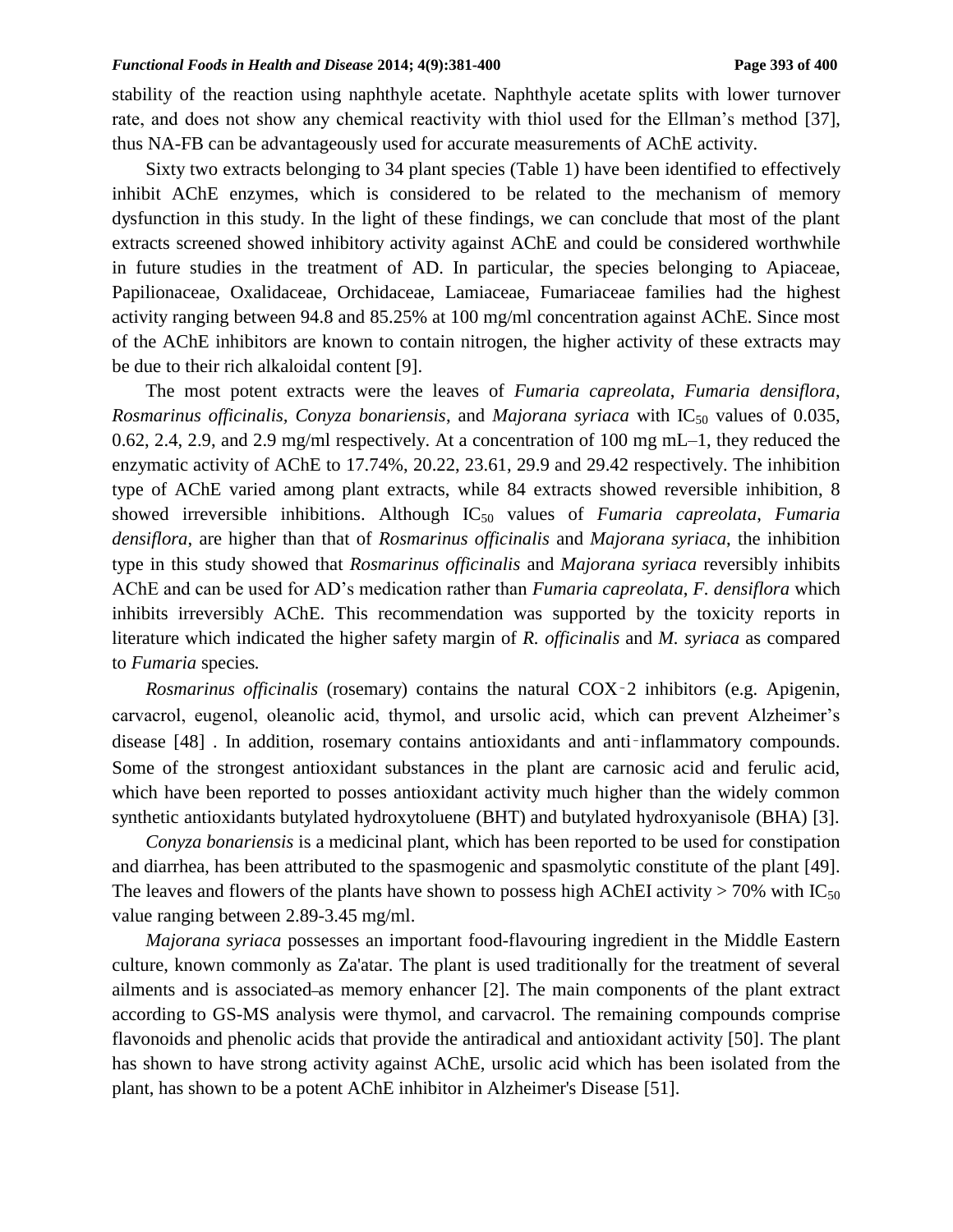stability of the reaction using naphthyle acetate. Naphthyle acetate splits with lower turnover rate, and does not show any chemical reactivity with thiol used for the Ellman's method [37], thus NA-FB can be advantageously used for accurate measurements of AChE activity.

Sixty two extracts belonging to 34 plant species (Table 1) have been identified to effectively inhibit AChE enzymes, which is considered to be related to the mechanism of memory dysfunction in this study. In the light of these findings, we can conclude that most of the plant extracts screened showed inhibitory activity against AChE and could be considered worthwhile in future studies in the treatment of AD. In particular, the species belonging to Apiaceae, Papilionaceae, Oxalidaceae, Orchidaceae, Lamiaceae, Fumariaceae families had the highest activity ranging between 94.8 and 85.25% at 100 mg/ml concentration against AChE. Since most of the AChE inhibitors are known to contain nitrogen, the higher activity of these extracts may be due to their rich alkaloidal content [9].

The most potent extracts were the leaves of *Fumaria capreolata*, *Fumaria densiflora*, *Rosmarinus officinalis*, *Conyza bonariensis*, and *Majorana syriaca* with $IC_{50}$ values of 0.035, 0.62, 2.4, 2.9, and 2.9 mg/ml respectively. At a concentration of 100 mg mL–1, they reduced the enzymatic activity of AChE to 17.74%, 20.22, 23.61, 29.9 and 29.42 respectively. The inhibition type of AChE varied among plant extracts, while 84 extracts showed reversible inhibition, 8 showed irreversible inhibitions. Although $IC_{50}$ values of *Fumaria capreolata*, *Fumaria densiflora*, are higher than that of *Rosmarinus officinalis* and *Majorana syriaca*, the inhibition type in this study showed that *Rosmarinus officinalis* and *Majorana syriaca* reversibly inhibits AChE and can be used for AD's medication rather than *Fumaria capreolata*, *F. densiflora* which inhibits irreversibly AChE. This recommendation was supported by the toxicity reports in literature which indicated the higher safety margin of *R. officinalis* and *M. syriaca* as compared to *Fumaria* species.

*Rosmarinus officinalis* (rosemary) contains the natural COX‑2 inhibitors (e.g. Apigenin, carvacrol, eugenol, oleanolic acid, thymol, and ursolic acid, which can prevent Alzheimer's disease [48] . In addition, rosemary contains antioxidants and anti‑inflammatory compounds. Some of the strongest antioxidant substances in the plant are carnosic acid and ferulic acid, which have been reported to posses antioxidant activity much higher than the widely common synthetic antioxidants butylated hydroxytoluene (BHT) and butylated hydroxyanisole (BHA) [3].

*Conyza bonariensis* is a medicinal plant, which has been reported to be used for constipation and diarrhea, has been attributed to the spasmogenic and spasmolytic constitute of the plant [49]. The leaves and flowers of the plants have shown to possess high AChEI activity > 70% with $IC_{50}$ value ranging between 2.89-3.45 mg/ml.

*Majorana syriaca* possesses an important food-flavouring ingredient in the Middle Eastern culture, known commonly as Za'atar. The plant is used traditionally for the treatment of several ailments and is associated as memory enhancer [2]. The main components of the plant extract according to GS-MS analysis were thymol, and carvacrol. The remaining compounds comprise flavonoids and phenolic acids that provide the antiradical and antioxidant activity [50]. The plant has shown to have strong activity against AChE, ursolic acid which has been isolated from the plant, has shown to be a potent AChE inhibitor in Alzheimer's Disease [51].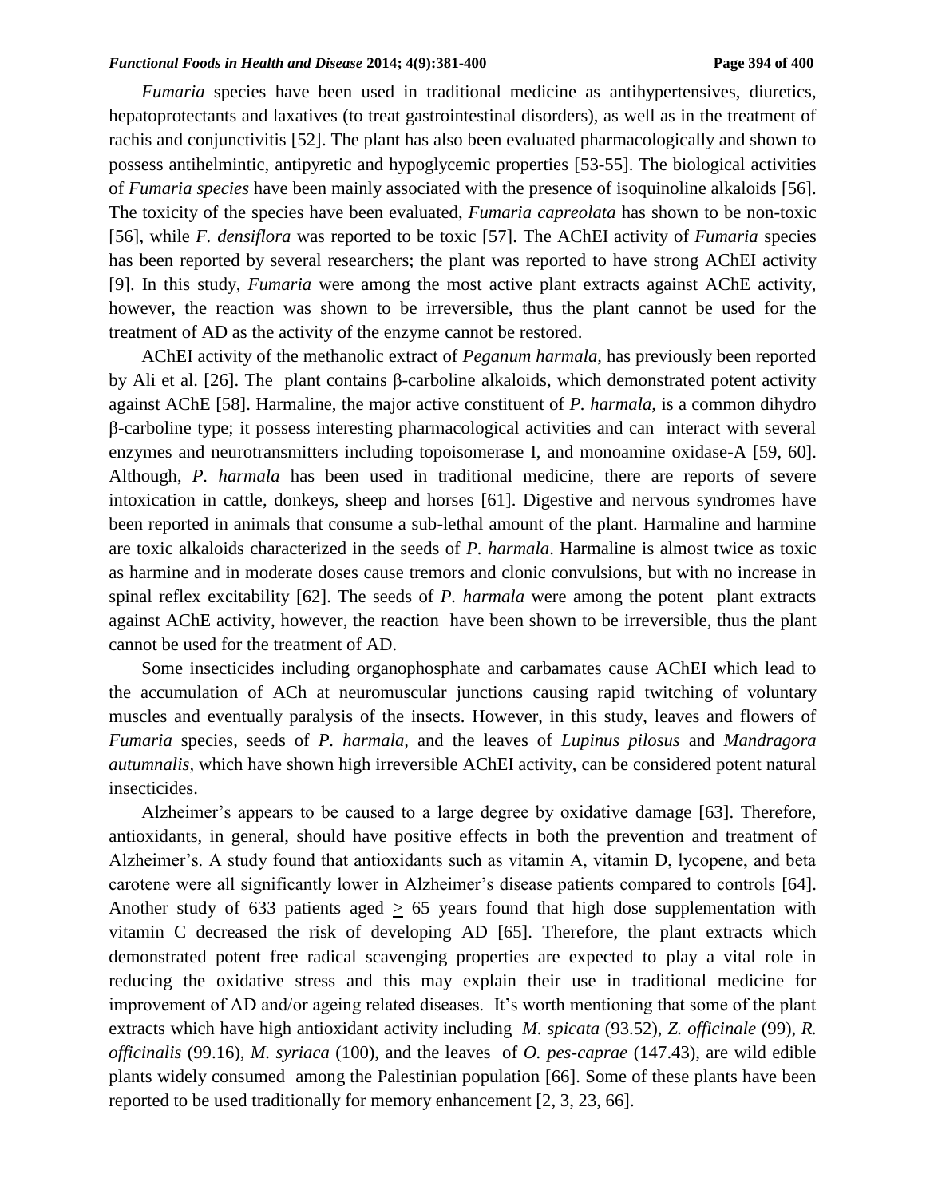*Fumaria* species have been used in traditional medicine as antihypertensives, diuretics, hepatoprotectants and laxatives (to treat gastrointestinal disorders), as well as in the treatment of rachis and conjunctivitis [52]. The plant has also been evaluated pharmacologically and shown to possess antihelmintic, antipyretic and hypoglycemic properties [53-55]. The biological activities of *Fumaria species* have been mainly associated with the presence of isoquinoline alkaloids [56]. The toxicity of the species have been evaluated, *Fumaria capreolata* has shown to be non-toxic [56], while *F. densiflora* was reported to be toxic [57]. The AChEI activity of *Fumaria* species has been reported by several researchers; the plant was reported to have strong AChEI activity [9]. In this study, *Fumaria* were among the most active plant extracts against AChE activity, however, the reaction was shown to be irreversible, thus the plant cannot be used for the treatment of AD as the activity of the enzyme cannot be restored.

AChEI activity of the methanolic extract of *Peganum harmala,* has previously been reported by Ali et al. [26]. The plant contains β-carboline alkaloids, which demonstrated potent activity against AChE [58]. Harmaline, the major active constituent of *P. harmala,* is a common dihydro β-carboline type; it possess interesting pharmacological activities and can interact with several enzymes and neurotransmitters including topoisomerase I, and monoamine oxidase-A [59, 60]. Although, *P. harmala* has been used in traditional medicine, there are reports of severe intoxication in cattle, donkeys, sheep and horses [61]. Digestive and nervous syndromes have been reported in animals that consume a sub-lethal amount of the plant. Harmaline and harmine are toxic alkaloids characterized in the seeds of *P. harmala*. Harmaline is almost twice as toxic as harmine and in moderate doses cause tremors and clonic convulsions, but with no increase in spinal reflex excitability [62]. The seeds of *P. harmala* were among the potent plant extracts against AChE activity, however, the reaction have been shown to be irreversible, thus the plant cannot be used for the treatment of AD.

Some insecticides including organophosphate and carbamates cause AChEI which lead to the accumulation of ACh at neuromuscular junctions causing rapid twitching of voluntary muscles and eventually paralysis of the insects. However, in this study, leaves and flowers of *Fumaria* species, seeds of *P. harmala,* and the leaves of *Lupinus pilosus* and *Mandragora autumnalis*, which have shown high irreversible AChEI activity, can be considered potent natural insecticides.

Alzheimer's appears to be caused to a large degree by oxidative damage [63]. Therefore, antioxidants, in general, should have positive effects in both the prevention and treatment of Alzheimer's. A study found that antioxidants such as vitamin A, vitamin D, lycopene, and beta carotene were all significantly lower in Alzheimer's disease patients compared to controls [64]. Another study of 633 patients aged $\geq$ 65 years found that high dose supplementation with vitamin C decreased the risk of developing AD [65]. Therefore, the plant extracts which demonstrated potent free radical scavenging properties are expected to play a vital role in reducing the oxidative stress and this may explain their use in traditional medicine for improvement of AD and/or ageing related diseases. It's worth mentioning that some of the plant extracts which have high antioxidant activity including *M. spicata* (93.52), *Z. officinale* (99), *R. officinalis* (99.16), *M. syriaca* (100), and the leaves of *O. pes-caprae* (147.43), are wild edible plants widely consumed among the Palestinian population [66]. Some of these plants have been reported to be used traditionally for memory enhancement [2, 3, 23, 66].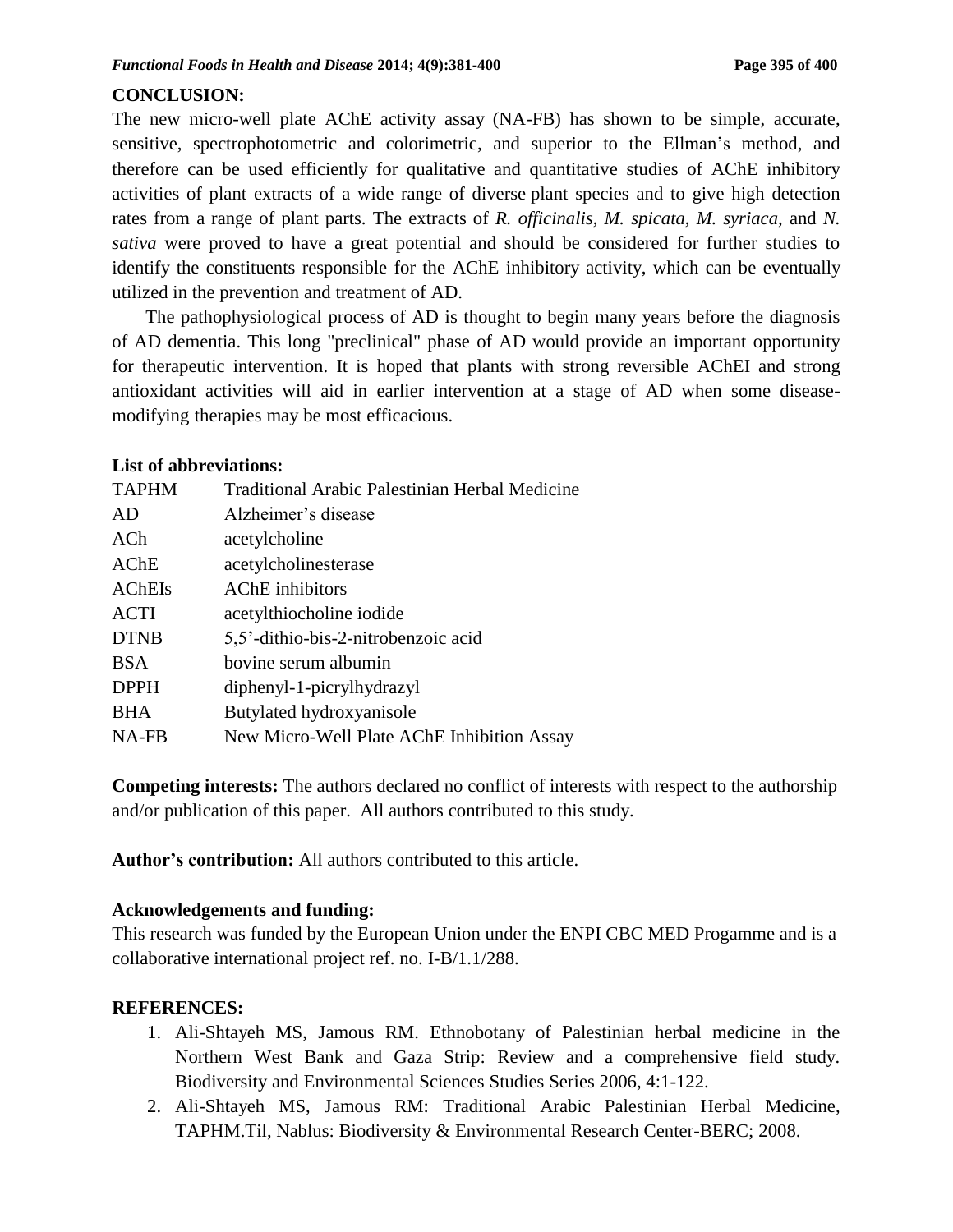## CONCLUSION:

The new micro-well plate AChE activity assay (NA-FB) has shown to be simple, accurate, sensitive, spectrophotometric and colorimetric, and superior to the Ellman's method, and therefore can be used efficiently for qualitative and quantitative studies of AChE inhibitory activities of plant extracts of a wide range of diverse plant species and to give high detection rates from a range of plant parts. The extracts of *R. officinalis*, *M. spicata*, *M. syriaca*, and *N. sativa* were proved to have a great potential and should be considered for further studies to identify the constituents responsible for the AChE inhibitory activity, which can be eventually utilized in the prevention and treatment of AD.

The pathophysiological process of AD is thought to begin many years before the diagnosis of AD dementia. This long "preclinical" phase of AD would provide an important opportunity for therapeutic intervention. It is hoped that plants with strong reversible AChEI and strong antioxidant activities will aid in earlier intervention at a stage of AD when some disease-modifying therapies may be most efficacious.

**List of abbreviations:**

| | |
|---|---|
| TAPHM | Traditional Arabic Palestinian Herbal Medicine |
| AD | Alzheimer's disease |
| ACh | acetylcholine |
| AChE | acetylcholinesterase |
| AChEIs | AChE inhibitors |
| ACTI | acetylthiocholine iodide |
| DTNB | 5,5'-dithio-bis-2-nitrobenzoic acid |
| BSA | bovine serum albumin |
| DPPH | diphenyl-1-picrylhydrazyl |
| BHA | Butylated hydroxyanisole |
| NA-FB | New Micro-Well Plate AChE Inhibition Assay |

**Competing interests:** The authors declared no conflict of interests with respect to the authorship and/or publication of this paper. All authors contributed to this study.

**Author's contribution:** All authors contributed to this article.

**Acknowledgements and funding:**

This research was funded by the European Union under the ENPI CBC MED Progamme and is a collaborative international project ref. no. I-B/1.1/288.

## REFERENCES:

1. Ali-Shtayeh MS, Jamous RM. Ethnobotany of Palestinian herbal medicine in the Northern West Bank and Gaza Strip: Review and a comprehensive field study. Biodiversity and Environmental Sciences Studies Series 2006, 4:1-122.
2. Ali-Shtayeh MS, Jamous RM: Traditional Arabic Palestinian Herbal Medicine, TAPHM.Til, Nablus: Biodiversity & Environmental Research Center-BERC; 2008.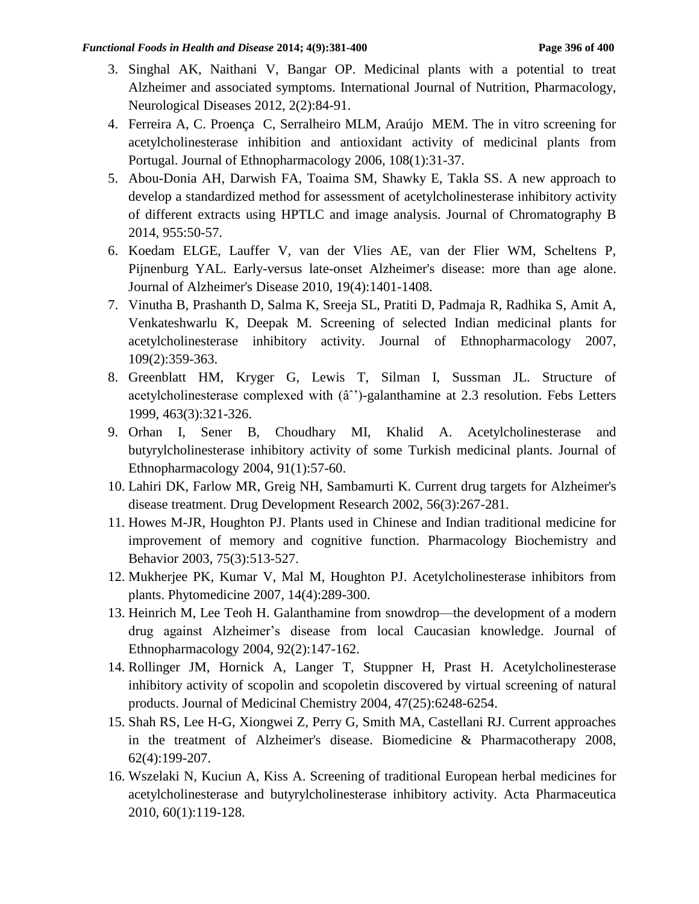3. Singhal AK, Naithani V, Bangar OP. Medicinal plants with a potential to treat Alzheimer and associated symptoms. International Journal of Nutrition, Pharmacology, Neurological Diseases 2012, 2(2):84-91.
4. Ferreira A, C. Proença C, Serralheiro MLM, Araújo MEM. The in vitro screening for acetylcholinesterase inhibition and antioxidant activity of medicinal plants from Portugal. Journal of Ethnopharmacology 2006, 108(1):31-37.
5. Abou-Donia AH, Darwish FA, Toaima SM, Shawky E, Takla SS. A new approach to develop a standardized method for assessment of acetylcholinesterase inhibitory activity of different extracts using HPTLC and image analysis. Journal of Chromatography B 2014, 955:50-57.
6. Koedam ELGE, Lauffer V, van der Vlies AE, van der Flier WM, Scheltens P, Pijnenburg YAL. Early-versus late-onset Alzheimer's disease: more than age alone. Journal of Alzheimer's Disease 2010, 19(4):1401-1408.
7. Vinutha B, Prashanth D, Salma K, Sreeja SL, Pratiti D, Padmaja R, Radhika S, Amit A, Venkateshwarlu K, Deepak M. Screening of selected Indian medicinal plants for acetylcholinesterase inhibitory activity. Journal of Ethnopharmacology 2007, 109(2):359-363.
8. Greenblatt HM, Kryger G, Lewis T, Silman I, Sussman JL. Structure of acetylcholinesterase complexed with (âˆ')-galanthamine at 2.3 resolution. Febs Letters 1999, 463(3):321-326.
9. Orhan I, Sener B, Choudhary MI, Khalid A. Acetylcholinesterase and butyrylcholinesterase inhibitory activity of some Turkish medicinal plants. Journal of Ethnopharmacology 2004, 91(1):57-60.
10. Lahiri DK, Farlow MR, Greig NH, Sambamurti K. Current drug targets for Alzheimer's disease treatment. Drug Development Research 2002, 56(3):267-281.
11. Howes M-JR, Houghton PJ. Plants used in Chinese and Indian traditional medicine for improvement of memory and cognitive function. Pharmacology Biochemistry and Behavior 2003, 75(3):513-527.
12. Mukherjee PK, Kumar V, Mal M, Houghton PJ. Acetylcholinesterase inhibitors from plants. Phytomedicine 2007, 14(4):289-300.
13. Heinrich M, Lee Teoh H. Galanthamine from snowdrop—the development of a modern drug against Alzheimer's disease from local Caucasian knowledge. Journal of Ethnopharmacology 2004, 92(2):147-162.
14. Rollinger JM, Hornick A, Langer T, Stuppner H, Prast H. Acetylcholinesterase inhibitory activity of scopolin and scopoletin discovered by virtual screening of natural products. Journal of Medicinal Chemistry 2004, 47(25):6248-6254.
15. Shah RS, Lee H-G, Xiongwei Z, Perry G, Smith MA, Castellani RJ. Current approaches in the treatment of Alzheimer's disease. Biomedicine & Pharmacotherapy 2008, 62(4):199-207.
16. Wszelaki N, Kuciun A, Kiss A. Screening of traditional European herbal medicines for acetylcholinesterase and butyrylcholinesterase inhibitory activity. Acta Pharmaceutica 2010, 60(1):119-128.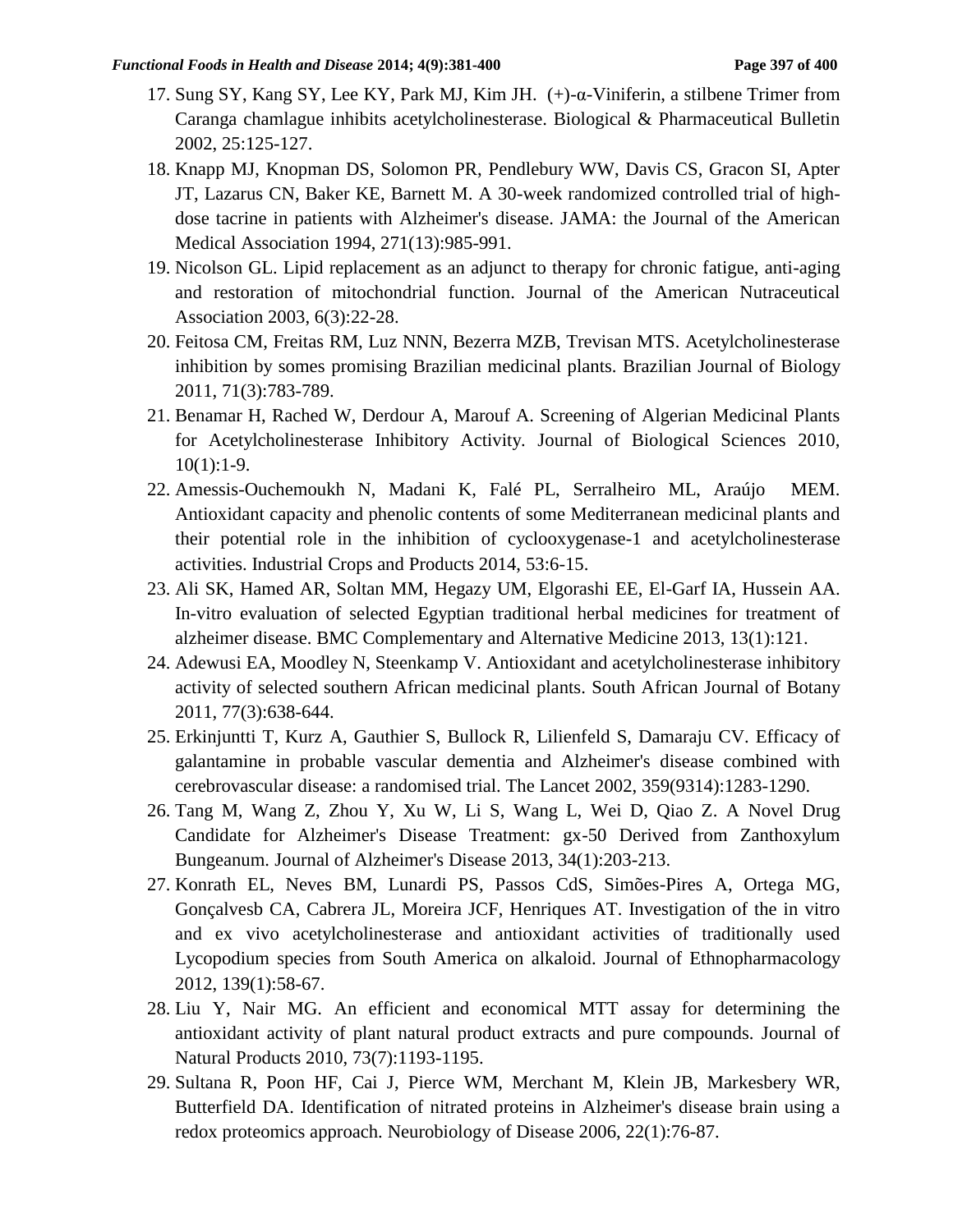17. Sung SY, Kang SY, Lee KY, Park MJ, Kim JH. (+)-α-Viniferin, a stilbene Trimer from Caranga chamlague inhibits acetylcholinesterase. Biological & Pharmaceutical Bulletin 2002, 25:125-127.
18. Knapp MJ, Knopman DS, Solomon PR, Pendlebury WW, Davis CS, Gracon SI, Apter JT, Lazarus CN, Baker KE, Barnett M. A 30-week randomized controlled trial of high-dose tacrine in patients with Alzheimer's disease. JAMA: the Journal of the American Medical Association 1994, 271(13):985-991.
19. Nicolson GL. Lipid replacement as an adjunct to therapy for chronic fatigue, anti-aging and restoration of mitochondrial function. Journal of the American Nutraceutical Association 2003, 6(3):22-28.
20. Feitosa CM, Freitas RM, Luz NNN, Bezerra MZB, Trevisan MTS. Acetylcholinesterase inhibition by somes promising Brazilian medicinal plants. Brazilian Journal of Biology 2011, 71(3):783-789.
21. Benamar H, Rached W, Derdour A, Marouf A. Screening of Algerian Medicinal Plants for Acetylcholinesterase Inhibitory Activity. Journal of Biological Sciences 2010, 10(1):1-9.
22. Amessis-Ouchemoukh N, Madani K, Falé PL, Serralheiro ML, Araújo MEM. Antioxidant capacity and phenolic contents of some Mediterranean medicinal plants and their potential role in the inhibition of cyclooxygenase-1 and acetylcholinesterase activities. Industrial Crops and Products 2014, 53:6-15.
23. Ali SK, Hamed AR, Soltan MM, Hegazy UM, Elgorashi EE, El-Garf IA, Hussein AA. In-vitro evaluation of selected Egyptian traditional herbal medicines for treatment of alzheimer disease. BMC Complementary and Alternative Medicine 2013, 13(1):121.
24. Adewusi EA, Moodley N, Steenkamp V. Antioxidant and acetylcholinesterase inhibitory activity of selected southern African medicinal plants. South African Journal of Botany 2011, 77(3):638-644.
25. Erkinjuntti T, Kurz A, Gauthier S, Bullock R, Lilienfeld S, Damaraju CV. Efficacy of galantamine in probable vascular dementia and Alzheimer's disease combined with cerebrovascular disease: a randomised trial. The Lancet 2002, 359(9314):1283-1290.
26. Tang M, Wang Z, Zhou Y, Xu W, Li S, Wang L, Wei D, Qiao Z. A Novel Drug Candidate for Alzheimer's Disease Treatment: gx-50 Derived from Zanthoxylum Bungeanum. Journal of Alzheimer's Disease 2013, 34(1):203-213.
27. Konrath EL, Neves BM, Lunardi PS, Passos CdS, Simões-Pires A, Ortega MG, Gonçalvesb CA, Cabrera JL, Moreira JCF, Henriques AT. Investigation of the in vitro and ex vivo acetylcholinesterase and antioxidant activities of traditionally used Lycopodium species from South America on alkaloid. Journal of Ethnopharmacology 2012, 139(1):58-67.
28. Liu Y, Nair MG. An efficient and economical MTT assay for determining the antioxidant activity of plant natural product extracts and pure compounds. Journal of Natural Products 2010, 73(7):1193-1195.
29. Sultana R, Poon HF, Cai J, Pierce WM, Merchant M, Klein JB, Markesbery WR, Butterfield DA. Identification of nitrated proteins in Alzheimer's disease brain using a redox proteomics approach. Neurobiology of Disease 2006, 22(1):76-87.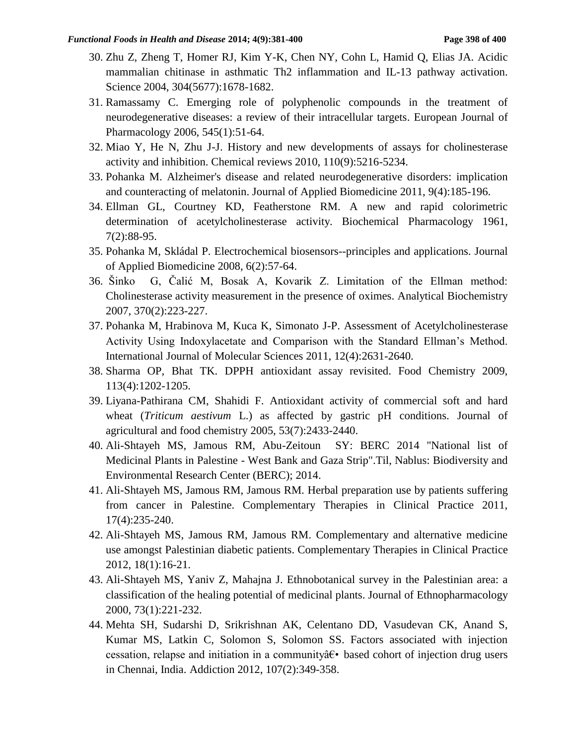30. Zhu Z, Zheng T, Homer RJ, Kim Y-K, Chen NY, Cohn L, Hamid Q, Elias JA. Acidic mammalian chitinase in asthmatic Th2 inflammation and IL-13 pathway activation. Science 2004, 304(5677):1678-1682.
31. Ramassamy C. Emerging role of polyphenolic compounds in the treatment of neurodegenerative diseases: a review of their intracellular targets. European Journal of Pharmacology 2006, 545(1):51-64.
32. Miao Y, He N, Zhu J-J. History and new developments of assays for cholinesterase activity and inhibition. Chemical reviews 2010, 110(9):5216-5234.
33. Pohanka M. Alzheimer's disease and related neurodegenerative disorders: implication and counteracting of melatonin. Journal of Applied Biomedicine 2011, 9(4):185-196.
34. Ellman GL, Courtney KD, Featherstone RM. A new and rapid colorimetric determination of acetylcholinesterase activity. Biochemical Pharmacology 1961, 7(2):88-95.
35. Pohanka M, Skládal P. Electrochemical biosensors--principles and applications. Journal of Applied Biomedicine 2008, 6(2):57-64.
36. Šinko G, Čalić M, Bosak A, Kovarik Z. Limitation of the Ellman method: Cholinesterase activity measurement in the presence of oximes. Analytical Biochemistry 2007, 370(2):223-227.
37. Pohanka M, Hrabinova M, Kuca K, Simonato J-P. Assessment of Acetylcholinesterase Activity Using Indoxylacetate and Comparison with the Standard Ellman's Method. International Journal of Molecular Sciences 2011, 12(4):2631-2640.
38. Sharma OP, Bhat TK. DPPH antioxidant assay revisited. Food Chemistry 2009, 113(4):1202-1205.
39. Liyana-Pathirana CM, Shahidi F. Antioxidant activity of commercial soft and hard wheat (*Triticum aestivum* L.) as affected by gastric pH conditions. Journal of agricultural and food chemistry 2005, 53(7):2433-2440.
40. Ali-Shtayeh MS, Jamous RM, Abu-Zeitoun SY: BERC 2014 "National list of Medicinal Plants in Palestine - West Bank and Gaza Strip".Til, Nablus: Biodiversity and Environmental Research Center (BERC); 2014.
41. Ali-Shtayeh MS, Jamous RM, Jamous RM. Herbal preparation use by patients suffering from cancer in Palestine. Complementary Therapies in Clinical Practice 2011, 17(4):235-240.
42. Ali-Shtayeh MS, Jamous RM, Jamous RM. Complementary and alternative medicine use amongst Palestinian diabetic patients. Complementary Therapies in Clinical Practice 2012, 18(1):16-21.
43. Ali-Shtayeh MS, Yaniv Z, Mahajna J. Ethnobotanical survey in the Palestinian area: a classification of the healing potential of medicinal plants. Journal of Ethnopharmacology 2000, 73(1):221-232.
44. Mehta SH, Sudarshi D, Srikrishnan AK, Celentano DD, Vasudevan CK, Anand S, Kumar MS, Latkin C, Solomon S, Solomon SS. Factors associated with injection cessation, relapse and initiation in a communityâ€• based cohort of injection drug users in Chennai, India. Addiction 2012, 107(2):349-358.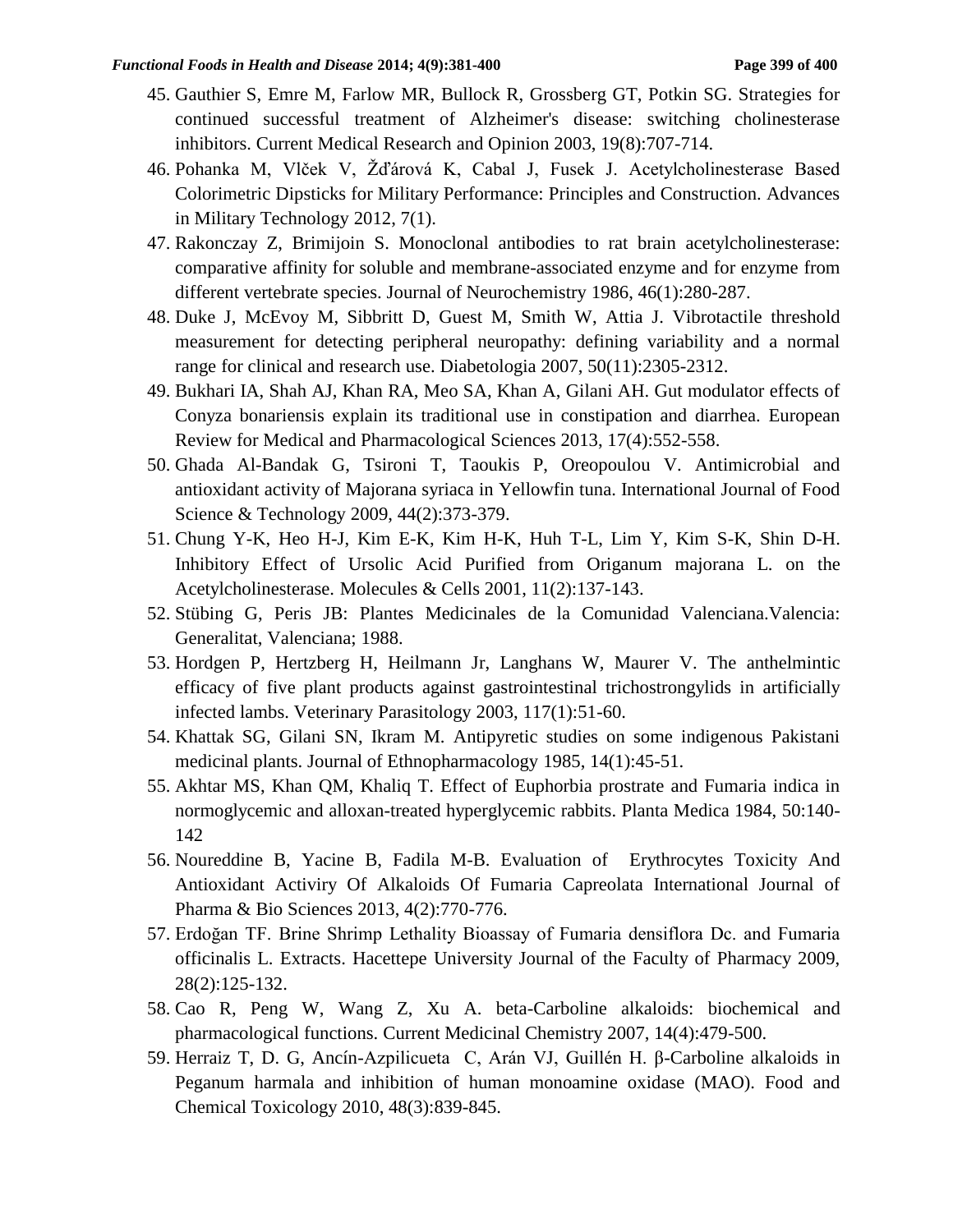45. Gauthier S, Emre M, Farlow MR, Bullock R, Grossberg GT, Potkin SG. Strategies for continued successful treatment of Alzheimer's disease: switching cholinesterase inhibitors. Current Medical Research and Opinion 2003, 19(8):707-714.
46. Pohanka M, Vlček V, Žďárová K, Cabal J, Fusek J. Acetylcholinesterase Based Colorimetric Dipsticks for Military Performance: Principles and Construction. Advances in Military Technology 2012, 7(1).
47. Rakonczay Z, Brimijoin S. Monoclonal antibodies to rat brain acetylcholinesterase: comparative affinity for soluble and membrane-associated enzyme and for enzyme from different vertebrate species. Journal of Neurochemistry 1986, 46(1):280-287.
48. Duke J, McEvoy M, Sibbritt D, Guest M, Smith W, Attia J. Vibrotactile threshold measurement for detecting peripheral neuropathy: defining variability and a normal range for clinical and research use. Diabetologia 2007, 50(11):2305-2312.
49. Bukhari IA, Shah AJ, Khan RA, Meo SA, Khan A, Gilani AH. Gut modulator effects of Conyza bonariensis explain its traditional use in constipation and diarrhea. European Review for Medical and Pharmacological Sciences 2013, 17(4):552-558.
50. Ghada Al-Bandak G, Tsironi T, Taoukis P, Oreopoulou V. Antimicrobial and antioxidant activity of Majorana syriaca in Yellowfin tuna. International Journal of Food Science & Technology 2009, 44(2):373-379.
51. Chung Y-K, Heo H-J, Kim E-K, Kim H-K, Huh T-L, Lim Y, Kim S-K, Shin D-H. Inhibitory Effect of Ursolic Acid Purified from Origanum majorana L. on the Acetylcholinesterase. Molecules & Cells 2001, 11(2):137-143.
52. Stübing G, Peris JB: Plantes Medicinales de la Comunidad Valenciana.Valencia: Generalitat, Valenciana; 1988.
53. Hordgen P, Hertzberg H, Heilmann Jr, Langhans W, Maurer V. The anthelmintic efficacy of five plant products against gastrointestinal trichostrongylids in artificially infected lambs. Veterinary Parasitology 2003, 117(1):51-60.
54. Khattak SG, Gilani SN, Ikram M. Antipyretic studies on some indigenous Pakistani medicinal plants. Journal of Ethnopharmacology 1985, 14(1):45-51.
55. Akhtar MS, Khan QM, Khaliq T. Effect of Euphorbia prostrate and Fumaria indica in normoglycemic and alloxan-treated hyperglycemic rabbits. Planta Medica 1984, 50:140-142
56. Noureddine B, Yacine B, Fadila M-B. Evaluation of Erythrocytes Toxicity And Antioxidant Activiry Of Alkaloids Of Fumaria Capreolata International Journal of Pharma & Bio Sciences 2013, 4(2):770-776.
57. Erdoğan TF. Brine Shrimp Lethality Bioassay of Fumaria densiflora Dc. and Fumaria officinalis L. Extracts. Hacettepe University Journal of the Faculty of Pharmacy 2009, 28(2):125-132.
58. Cao R, Peng W, Wang Z, Xu A. beta-Carboline alkaloids: biochemical and pharmacological functions. Current Medicinal Chemistry 2007, 14(4):479-500.
59. Herraiz T, D. G, Ancín-Azpilicueta C, Arán VJ, Guillén H. β-Carboline alkaloids in Peganum harmala and inhibition of human monoamine oxidase (MAO). Food and Chemical Toxicology 2010, 48(3):839-845.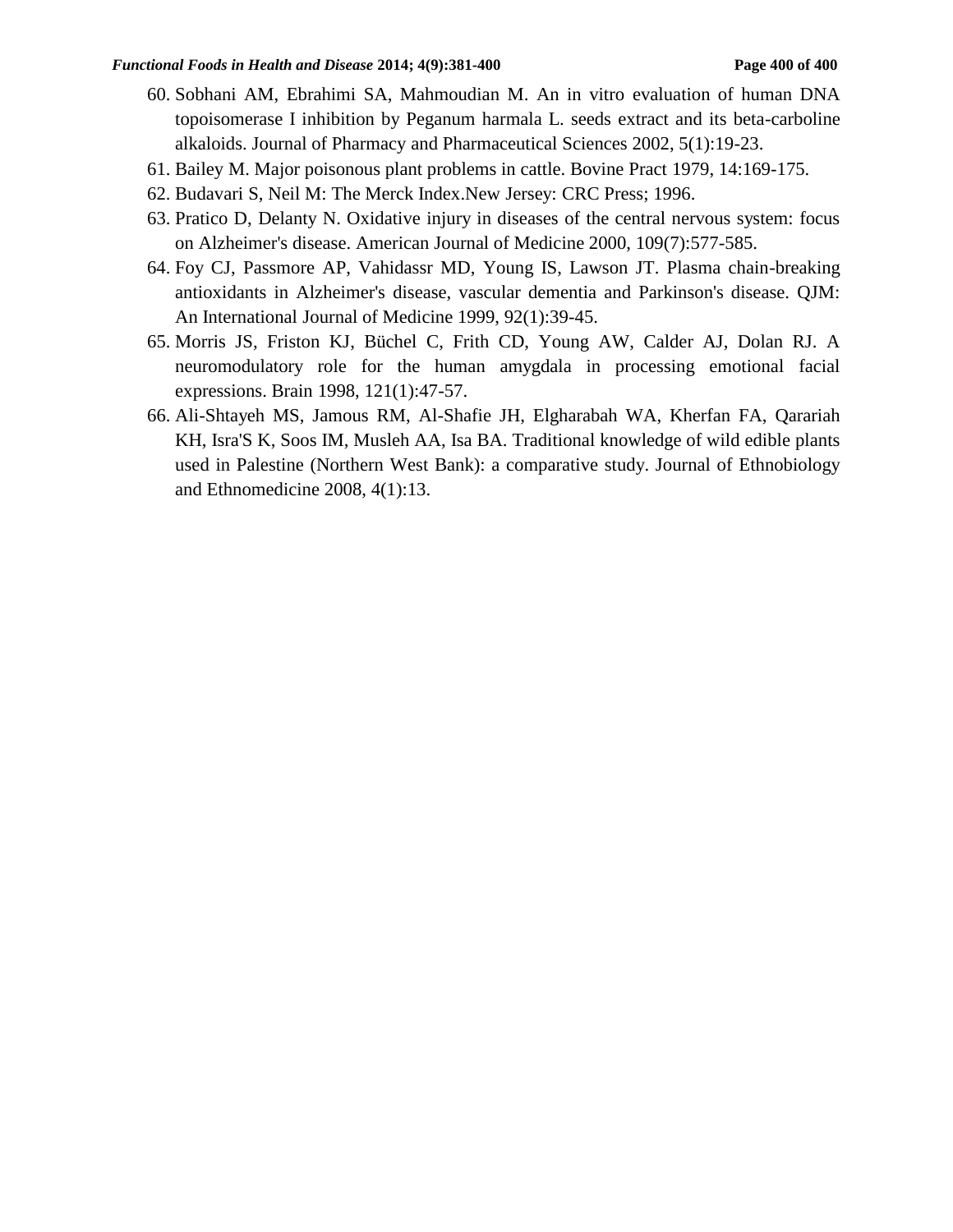60. Sobhani AM, Ebrahimi SA, Mahmoudian M. An in vitro evaluation of human DNA topoisomerase I inhibition by Peganum harmala L. seeds extract and its beta-carboline alkaloids. Journal of Pharmacy and Pharmaceutical Sciences 2002, 5(1):19-23.
61. Bailey M. Major poisonous plant problems in cattle. Bovine Pract 1979, 14:169-175.
62. Budavari S, Neil M: The Merck Index.New Jersey: CRC Press; 1996.
63. Pratico D, Delanty N. Oxidative injury in diseases of the central nervous system: focus on Alzheimer's disease. American Journal of Medicine 2000, 109(7):577-585.
64. Foy CJ, Passmore AP, Vahidassr MD, Young IS, Lawson JT. Plasma chain-breaking antioxidants in Alzheimer's disease, vascular dementia and Parkinson's disease. QJM: An International Journal of Medicine 1999, 92(1):39-45.
65. Morris JS, Friston KJ, Büchel C, Frith CD, Young AW, Calder AJ, Dolan RJ. A neuromodulatory role for the human amygdala in processing emotional facial expressions. Brain 1998, 121(1):47-57.
66. Ali-Shtayeh MS, Jamous RM, Al-Shafie JH, Elgharabah WA, Kherfan FA, Qarariah KH, Isra'S K, Soos IM, Musleh AA, Isa BA. Traditional knowledge of wild edible plants used in Palestine (Northern West Bank): a comparative study. Journal of Ethnobiology and Ethnomedicine 2008, 4(1):13.